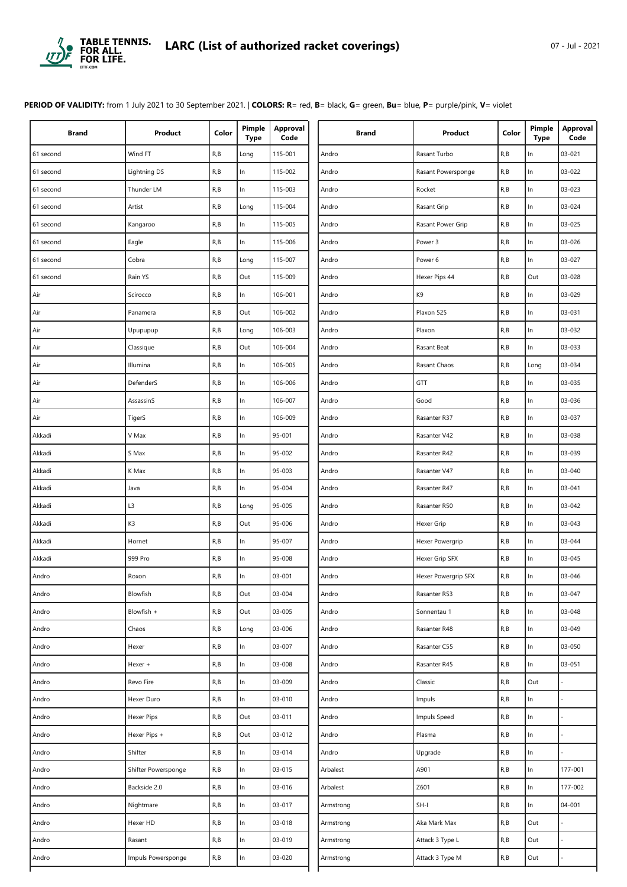# LARC (List of authorized racket coverings)

07 - Jul - 2021

**PERIOD OF VALIDITY:** from 1 July 2021 to 30 September 2021. | **COLORS: R**= red, **B**= black, **G**= green, **Bu**= blue, **P**= purple/pink, **V**= violet

| Brand | Product | Color | Pimple Type | Approval Code |
|---|---|---|---|---|
| 61 second | Wind FT | R,B | Long | 115-001 |
| 61 second | Lightning DS | R,B | In | 115-002 |
| 61 second | Thunder LM | R,B | In | 115-003 |
| 61 second | Artist | R,B | Long | 115-004 |
| 61 second | Kangaroo | R,B | In | 115-005 |
| 61 second | Eagle | R,B | In | 115-006 |
| 61 second | Cobra | R,B | Long | 115-007 |
| 61 second | Rain YS | R,B | Out | 115-009 |
| Air | Scirocco | R,B | In | 106-001 |
| Air | Panamera | R,B | Out | 106-002 |
| Air | Upupupup | R,B | Long | 106-003 |
| Air | Classique | R,B | Out | 106-004 |
| Air | Illumina | R,B | In | 106-005 |
| Air | DefenderS | R,B | In | 106-006 |
| Air | AssassinS | R,B | In | 106-007 |
| Air | TigerS | R,B | In | 106-009 |
| Akkadi | V Max | R,B | In | 95-001 |
| Akkadi | S Max | R,B | In | 95-002 |
| Akkadi | K Max | R,B | In | 95-003 |
| Akkadi | Java | R,B | In | 95-004 |
| Akkadi | L3 | R,B | Long | 95-005 |
| Akkadi | K3 | R,B | Out | 95-006 |
| Akkadi | Hornet | R,B | In | 95-007 |
| Akkadi | 999 Pro | R,B | In | 95-008 |
| Andro | Roxon | R,B | In | 03-001 |
| Andro | Blowfish | R,B | Out | 03-004 |
| Andro | Blowfish + | R,B | Out | 03-005 |
| Andro | Chaos | R,B | Long | 03-006 |
| Andro | Hexer | R,B | In | 03-007 |
| Andro | Hexer + | R,B | In | 03-008 |
| Andro | Revo Fire | R,B | In | 03-009 |
| Andro | Hexer Duro | R,B | In | 03-010 |
| Andro | Hexer Pips | R,B | Out | 03-011 |
| Andro | Hexer Pips + | R,B | Out | 03-012 |
| Andro | Shifter | R,B | In | 03-014 |
| Andro | Shifter Powersponge | R,B | In | 03-015 |
| Andro | Backside 2.0 | R,B | In | 03-016 |
| Andro | Nightmare | R,B | In | 03-017 |
| Andro | Hexer HD | R,B | In | 03-018 |
| Andro | Rasant | R,B | In | 03-019 |
| Andro | Impuls Powersponge | R,B | In | 03-020 |
| Andro | Rasant Turbo | R,B | In | 03-021 |
| Andro | Rasant Powersponge | R,B | In | 03-022 |
| Andro | Rocket | R,B | In | 03-023 |
| Andro | Rasant Grip | R,B | In | 03-024 |
| Andro | Rasant Power Grip | R,B | In | 03-025 |
| Andro | Power 3 | R,B | In | 03-026 |
| Andro | Power 6 | R,B | In | 03-027 |
| Andro | Hexer Pips 44 | R,B | Out | 03-028 |
| Andro | K9 | R,B | In | 03-029 |
| Andro | Plaxon 525 | R,B | In | 03-031 |
| Andro | Plaxon | R,B | In | 03-032 |
| Andro | Rasant Beat | R,B | In | 03-033 |
| Andro | Rasant Chaos | R,B | Long | 03-034 |
| Andro | GTT | R,B | In | 03-035 |
| Andro | Good | R,B | In | 03-036 |
| Andro | Rasanter R37 | R,B | In | 03-037 |
| Andro | Rasanter V42 | R,B | In | 03-038 |
| Andro | Rasanter R42 | R,B | In | 03-039 |
| Andro | Rasanter V47 | R,B | In | 03-040 |
| Andro | Rasanter R47 | R,B | In | 03-041 |
| Andro | Rasanter R50 | R,B | In | 03-042 |
| Andro | Hexer Grip | R,B | In | 03-043 |
| Andro | Hexer Powergrip | R,B | In | 03-044 |
| Andro | Hexer Grip SFX | R,B | In | 03-045 |
| Andro | Hexer Powergrip SFX | R,B | In | 03-046 |
| Andro | Rasanter R53 | R,B | In | 03-047 |
| Andro | Sonnentau 1 | R,B | In | 03-048 |
| Andro | Rasanter R48 | R,B | In | 03-049 |
| Andro | Rasanter C55 | R,B | In | 03-050 |
| Andro | Rasanter R45 | R,B | In | 03-051 |
| Andro | Classic | R,B | Out | - |
| Andro | Impuls | R,B | In | - |
| Andro | Impuls Speed | R,B | In | - |
| Andro | Plasma | R,B | In | - |
| Andro | Upgrade | R,B | In | - |
| Arbalest | A901 | R,B | In | 177-001 |
| Arbalest | Z601 | R,B | In | 177-002 |
| Armstrong | SH-I | R,B | In | 04-001 |
| Armstrong | Aka Mark Max | R,B | Out | - |
| Armstrong | Attack 3 Type L | R,B | Out | - |
| Armstrong | Attack 3 Type M | R,B | Out | - |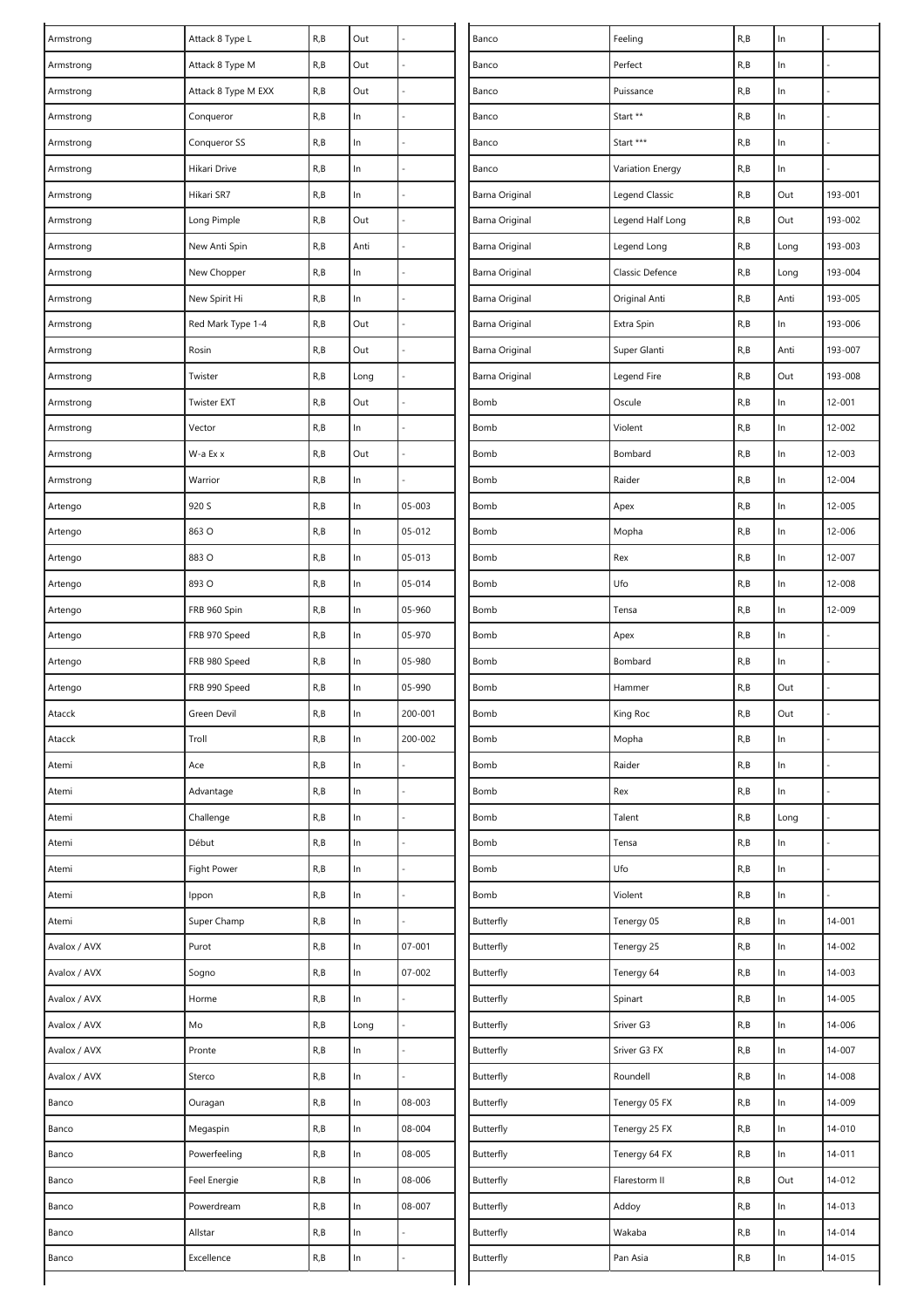| | | | | |
|---|---|---|---|---|
| Armstrong | Attack 8 Type L | R,B | Out | - |
| Armstrong | Attack 8 Type M | R,B | Out | - |
| Armstrong | Attack 8 Type M EXX | R,B | Out | - |
| Armstrong | Conqueror | R,B | In | - |
| Armstrong | Conqueror SS | R,B | In | - |
| Armstrong | Hikari Drive | R,B | In | - |
| Armstrong | Hikari SR7 | R,B | In | - |
| Armstrong | Long Pimple | R,B | Out | - |
| Armstrong | New Anti Spin | R,B | Anti | - |
| Armstrong | New Chopper | R,B | In | - |
| Armstrong | New Spirit Hi | R,B | In | - |
| Armstrong | Red Mark Type 1-4 | R,B | Out | - |
| Armstrong | Rosin | R,B | Out | - |
| Armstrong | Twister | R,B | Long | - |
| Armstrong | Twister EXT | R,B | Out | - |
| Armstrong | Vector | R,B | In | - |
| Armstrong | W-a Ex x | R,B | Out | - |
| Armstrong | Warrior | R,B | In | - |
| Artengo | 920 S | R,B | In | 05-003 |
| Artengo | 863 O | R,B | In | 05-012 |
| Artengo | 883 O | R,B | In | 05-013 |
| Artengo | 893 O | R,B | In | 05-014 |
| Artengo | FRB 960 Spin | R,B | In | 05-960 |
| Artengo | FRB 970 Speed | R,B | In | 05-970 |
| Artengo | FRB 980 Speed | R,B | In | 05-980 |
| Artengo | FRB 990 Speed | R,B | In | 05-990 |
| Atacck | Green Devil | R,B | In | 200-001 |
| Atacck | Troll | R,B | In | 200-002 |
| Atemi | Ace | R,B | In | - |
| Atemi | Advantage | R,B | In | - |
| Atemi | Challenge | R,B | In | - |
| Atemi | Début | R,B | In | - |
| Atemi | Fight Power | R,B | In | - |
| Atemi | Ippon | R,B | In | - |
| Atemi | Super Champ | R,B | In | - |
| Avalox / AVX | Purot | R,B | In | 07-001 |
| Avalox / AVX | Sogno | R,B | In | 07-002 |
| Avalox / AVX | Horme | R,B | In | - |
| Avalox / AVX | Mo | R,B | Long | - |
| Avalox / AVX | Pronte | R,B | In | - |
| Avalox / AVX | Sterco | R,B | In | - |
| Banco | Ouragan | R,B | In | 08-003 |
| Banco | Megaspin | R,B | In | 08-004 |
| Banco | Powerfeeling | R,B | In | 08-005 |
| Banco | Feel Energie | R,B | In | 08-006 |
| Banco | Powerdream | R,B | In | 08-007 |
| Banco | Allstar | R,B | In | - |
| Banco | Excellence | R,B | In | - |
| Banco | Feeling | R,B | In | - |
| Banco | Perfect | R,B | In | - |
| Banco | Puissance | R,B | In | - |
| Banco | Start ** | R,B | In | - |
| Banco | Start *** | R,B | In | - |
| Banco | Variation Energy | R,B | In | - |
| Barna Original | Legend Classic | R,B | Out | 193-001 |
| Barna Original | Legend Half Long | R,B | Out | 193-002 |
| Barna Original | Legend Long | R,B | Long | 193-003 |
| Barna Original | Classic Defence | R,B | Long | 193-004 |
| Barna Original | Original Anti | R,B | Anti | 193-005 |
| Barna Original | Extra Spin | R,B | In | 193-006 |
| Barna Original | Super Glanti | R,B | Anti | 193-007 |
| Barna Original | Legend Fire | R,B | Out | 193-008 |
| Bomb | Oscule | R,B | In | 12-001 |
| Bomb | Violent | R,B | In | 12-002 |
| Bomb | Bombard | R,B | In | 12-003 |
| Bomb | Raider | R,B | In | 12-004 |
| Bomb | Apex | R,B | In | 12-005 |
| Bomb | Mopha | R,B | In | 12-006 |
| Bomb | Rex | R,B | In | 12-007 |
| Bomb | Ufo | R,B | In | 12-008 |
| Bomb | Tensa | R,B | In | 12-009 |
| Bomb | Apex | R,B | In | - |
| Bomb | Bombard | R,B | In | - |
| Bomb | Hammer | R,B | Out | - |
| Bomb | King Roc | R,B | Out | - |
| Bomb | Mopha | R,B | In | - |
| Bomb | Raider | R,B | In | - |
| Bomb | Rex | R,B | In | - |
| Bomb | Talent | R,B | Long | - |
| Bomb | Tensa | R,B | In | - |
| Bomb | Ufo | R,B | In | - |
| Bomb | Violent | R,B | In | - |
| Butterfly | Tenergy 05 | R,B | In | 14-001 |
| Butterfly | Tenergy 25 | R,B | In | 14-002 |
| Butterfly | Tenergy 64 | R,B | In | 14-003 |
| Butterfly | Spinart | R,B | In | 14-005 |
| Butterfly | Sriver G3 | R,B | In | 14-006 |
| Butterfly | Sriver G3 FX | R,B | In | 14-007 |
| Butterfly | Roundell | R,B | In | 14-008 |
| Butterfly | Tenergy 05 FX | R,B | In | 14-009 |
| Butterfly | Tenergy 25 FX | R,B | In | 14-010 |
| Butterfly | Tenergy 64 FX | R,B | In | 14-011 |
| Butterfly | Flarestorm II | R,B | Out | 14-012 |
| Butterfly | Addoy | R,B | In | 14-013 |
| Butterfly | Wakaba | R,B | In | 14-014 |
| Butterfly | Pan Asia | R,B | In | 14-015 |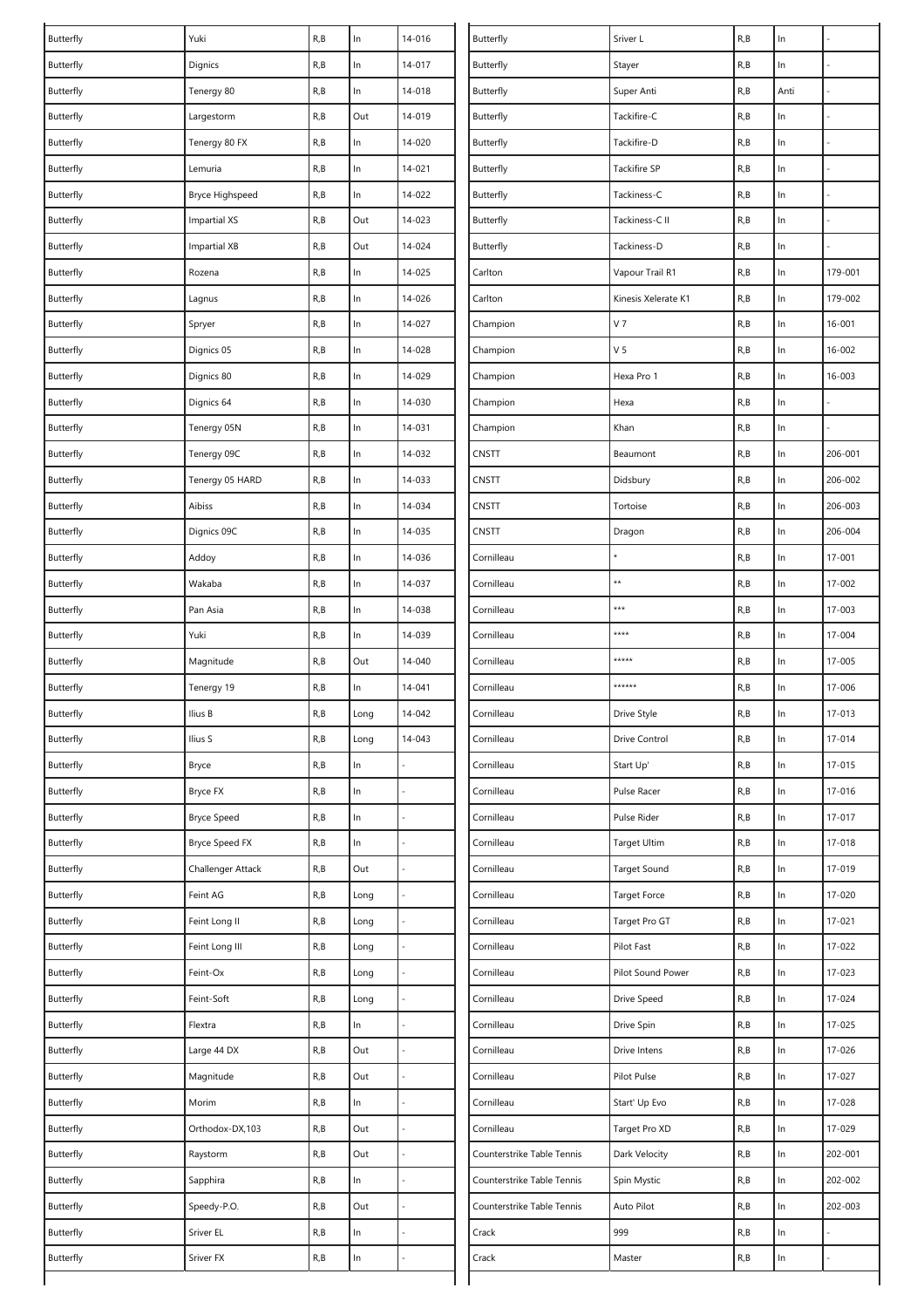| | | | | |
|---|---|---|---|---|
| Butterfly | Yuki | R,B | In | 14-016 |
| Butterfly | Dignics | R,B | In | 14-017 |
| Butterfly | Tenergy 80 | R,B | In | 14-018 |
| Butterfly | Largestorm | R,B | Out | 14-019 |
| Butterfly | Tenergy 80 FX | R,B | In | 14-020 |
| Butterfly | Lemuria | R,B | In | 14-021 |
| Butterfly | Bryce Highspeed | R,B | In | 14-022 |
| Butterfly | Impartial XS | R,B | Out | 14-023 |
| Butterfly | Impartial XB | R,B | Out | 14-024 |
| Butterfly | Rozena | R,B | In | 14-025 |
| Butterfly | Lagnus | R,B | In | 14-026 |
| Butterfly | Spryer | R,B | In | 14-027 |
| Butterfly | Dignics 05 | R,B | In | 14-028 |
| Butterfly | Dignics 80 | R,B | In | 14-029 |
| Butterfly | Dignics 64 | R,B | In | 14-030 |
| Butterfly | Tenergy 05N | R,B | In | 14-031 |
| Butterfly | Tenergy 09C | R,B | In | 14-032 |
| Butterfly | Tenergy 05 HARD | R,B | In | 14-033 |
| Butterfly | Aibiss | R,B | In | 14-034 |
| Butterfly | Dignics 09C | R,B | In | 14-035 |
| Butterfly | Addoy | R,B | In | 14-036 |
| Butterfly | Wakaba | R,B | In | 14-037 |
| Butterfly | Pan Asia | R,B | In | 14-038 |
| Butterfly | Yuki | R,B | In | 14-039 |
| Butterfly | Magnitude | R,B | Out | 14-040 |
| Butterfly | Tenergy 19 | R,B | In | 14-041 |
| Butterfly | Ilius B | R,B | Long | 14-042 |
| Butterfly | Ilius S | R,B | Long | 14-043 |
| Butterfly | Bryce | R,B | In | - |
| Butterfly | Bryce FX | R,B | In | - |
| Butterfly | Bryce Speed | R,B | In | - |
| Butterfly | Bryce Speed FX | R,B | In | - |
| Butterfly | Challenger Attack | R,B | Out | - |
| Butterfly | Feint AG | R,B | Long | - |
| Butterfly | Feint Long II | R,B | Long | - |
| Butterfly | Feint Long III | R,B | Long | - |
| Butterfly | Feint-Ox | R,B | Long | - |
| Butterfly | Feint-Soft | R,B | Long | - |
| Butterfly | Flextra | R,B | In | - |
| Butterfly | Large 44 DX | R,B | Out | - |
| Butterfly | Magnitude | R,B | Out | - |
| Butterfly | Morim | R,B | In | - |
| Butterfly | Orthodox-DX,103 | R,B | Out | - |
| Butterfly | Raystorm | R,B | Out | - |
| Butterfly | Sapphira | R,B | In | - |
| Butterfly | Speedy-P.O. | R,B | Out | - |
| Butterfly | Sriver EL | R,B | In | - |
| Butterfly | Sriver FX | R,B | In | - |
| Butterfly | Sriver L | R,B | In | - |
| Butterfly | Stayer | R,B | In | - |
| Butterfly | Super Anti | R,B | Anti | - |
| Butterfly | Tackifire-C | R,B | In | - |
| Butterfly | Tackifire-D | R,B | In | - |
| Butterfly | Tackifire SP | R,B | In | - |
| Butterfly | Tackiness-C | R,B | In | - |
| Butterfly | Tackiness-C II | R,B | In | - |
| Butterfly | Tackiness-D | R,B | In | - |
| Carlton | Vapour Trail R1 | R,B | In | 179-001 |
| Carlton | Kinesis Xelerate K1 | R,B | In | 179-002 |
| Champion | V 7 | R,B | In | 16-001 |
| Champion | V 5 | R,B | In | 16-002 |
| Champion | Hexa Pro 1 | R,B | In | 16-003 |
| Champion | Hexa | R,B | In | - |
| Champion | Khan | R,B | In | - |
| CNSTT | Beaumont | R,B | In | 206-001 |
| CNSTT | Didsbury | R,B | In | 206-002 |
| CNSTT | Tortoise | R,B | In | 206-003 |
| CNSTT | Dragon | R,B | In | 206-004 |
| Cornilleau | * | R,B | In | 17-001 |
| Cornilleau | ** | R,B | In | 17-002 |
| Cornilleau | *** | R,B | In | 17-003 |
| Cornilleau | **** | R,B | In | 17-004 |
| Cornilleau | ***** | R,B | In | 17-005 |
| Cornilleau | ****** | R,B | In | 17-006 |
| Cornilleau | Drive Style | R,B | In | 17-013 |
| Cornilleau | Drive Control | R,B | In | 17-014 |
| Cornilleau | Start Up' | R,B | In | 17-015 |
| Cornilleau | Pulse Racer | R,B | In | 17-016 |
| Cornilleau | Pulse Rider | R,B | In | 17-017 |
| Cornilleau | Target Ultim | R,B | In | 17-018 |
| Cornilleau | Target Sound | R,B | In | 17-019 |
| Cornilleau | Target Force | R,B | In | 17-020 |
| Cornilleau | Target Pro GT | R,B | In | 17-021 |
| Cornilleau | Pilot Fast | R,B | In | 17-022 |
| Cornilleau | Pilot Sound Power | R,B | In | 17-023 |
| Cornilleau | Drive Speed | R,B | In | 17-024 |
| Cornilleau | Drive Spin | R,B | In | 17-025 |
| Cornilleau | Drive Intens | R,B | In | 17-026 |
| Cornilleau | Pilot Pulse | R,B | In | 17-027 |
| Cornilleau | Start' Up Evo | R,B | In | 17-028 |
| Cornilleau | Target Pro XD | R,B | In | 17-029 |
| Counterstrike Table Tennis | Dark Velocity | R,B | In | 202-001 |
| Counterstrike Table Tennis | Spin Mystic | R,B | In | 202-002 |
| Counterstrike Table Tennis | Auto Pilot | R,B | In | 202-003 |
| Crack | 999 | R,B | In | - |
| Crack | Master | R,B | In | - |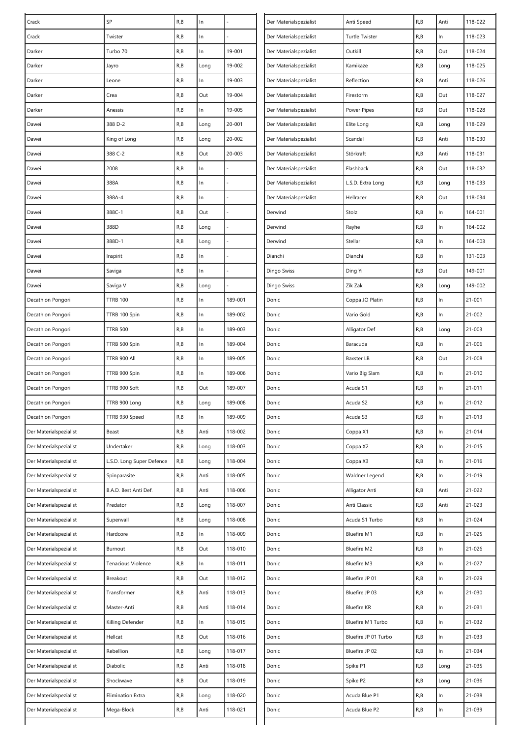| | | | | |
|---|---|---|---|---|
| Crack | SP | R,B | In | - |
| Crack | Twister | R,B | In | - |
| Darker | Turbo 70 | R,B | In | 19-001 |
| Darker | Jayro | R,B | Long | 19-002 |
| Darker | Leone | R,B | In | 19-003 |
| Darker | Crea | R,B | Out | 19-004 |
| Darker | Anessis | R,B | In | 19-005 |
| Dawei | 388 D-2 | R,B | Long | 20-001 |
| Dawei | King of Long | R,B | Long | 20-002 |
| Dawei | 388 C-2 | R,B | Out | 20-003 |
| Dawei | 2008 | R,B | In | - |
| Dawei | 388A | R,B | In | - |
| Dawei | 388A-4 | R,B | In | - |
| Dawei | 388C-1 | R,B | Out | - |
| Dawei | 388D | R,B | Long | - |
| Dawei | 388D-1 | R,B | Long | - |
| Dawei | Inspirit | R,B | In | - |
| Dawei | Saviga | R,B | In | - |
| Dawei | Saviga V | R,B | Long | - |
| Decathlon Pongori | TTRB 100 | R,B | In | 189-001 |
| Decathlon Pongori | TTRB 100 Spin | R,B | In | 189-002 |
| Decathlon Pongori | TTRB 500 | R,B | In | 189-003 |
| Decathlon Pongori | TTRB 500 Spin | R,B | In | 189-004 |
| Decathlon Pongori | TTRB 900 All | R,B | In | 189-005 |
| Decathlon Pongori | TTRB 900 Spin | R,B | In | 189-006 |
| Decathlon Pongori | TTRB 900 Soft | R,B | Out | 189-007 |
| Decathlon Pongori | TTRB 900 Long | R,B | Long | 189-008 |
| Decathlon Pongori | TTRB 930 Speed | R,B | In | 189-009 |
| Der Materialspezialist | Beast | R,B | Anti | 118-002 |
| Der Materialspezialist | Undertaker | R,B | Long | 118-003 |
| Der Materialspezialist | L.S.D. Long Super Defence | R,B | Long | 118-004 |
| Der Materialspezialist | Spinparasite | R,B | Anti | 118-005 |
| Der Materialspezialist | B.A.D. Best Anti Def. | R,B | Anti | 118-006 |
| Der Materialspezialist | Predator | R,B | Long | 118-007 |
| Der Materialspezialist | Superwall | R,B | Long | 118-008 |
| Der Materialspezialist | Hardcore | R,B | In | 118-009 |
| Der Materialspezialist | Burnout | R,B | Out | 118-010 |
| Der Materialspezialist | Tenacious Violence | R,B | In | 118-011 |
| Der Materialspezialist | Breakout | R,B | Out | 118-012 |
| Der Materialspezialist | Transformer | R,B | Anti | 118-013 |
| Der Materialspezialist | Master-Anti | R,B | Anti | 118-014 |
| Der Materialspezialist | Killing Defender | R,B | In | 118-015 |
| Der Materialspezialist | Hellcat | R,B | Out | 118-016 |
| Der Materialspezialist | Rebellion | R,B | Long | 118-017 |
| Der Materialspezialist | Diabolic | R,B | Anti | 118-018 |
| Der Materialspezialist | Shockwave | R,B | Out | 118-019 |
| Der Materialspezialist | Elimination Extra | R,B | Long | 118-020 |
| Der Materialspezialist | Mega-Block | R,B | Anti | 118-021 |
| Der Materialspezialist | Anti Speed | R,B | Anti | 118-022 |
| Der Materialspezialist | Turtle Twister | R,B | In | 118-023 |
| Der Materialspezialist | Outkill | R,B | Out | 118-024 |
| Der Materialspezialist | Kamikaze | R,B | Long | 118-025 |
| Der Materialspezialist | Reflection | R,B | Anti | 118-026 |
| Der Materialspezialist | Firestorm | R,B | Out | 118-027 |
| Der Materialspezialist | Power Pipes | R,B | Out | 118-028 |
| Der Materialspezialist | Elite Long | R,B | Long | 118-029 |
| Der Materialspezialist | Scandal | R,B | Anti | 118-030 |
| Der Materialspezialist | Störkraft | R,B | Anti | 118-031 |
| Der Materialspezialist | Flashback | R,B | Out | 118-032 |
| Der Materialspezialist | L.S.D. Extra Long | R,B | Long | 118-033 |
| Der Materialspezialist | Hellracer | R,B | Out | 118-034 |
| Derwind | Stolz | R,B | In | 164-001 |
| Derwind | Rayhe | R,B | In | 164-002 |
| Derwind | Stellar | R,B | In | 164-003 |
| Dianchi | Dianchi | R,B | In | 131-003 |
| Dingo Swiss | Ding Yi | R,B | Out | 149-001 |
| Dingo Swiss | Zik Zak | R,B | Long | 149-002 |
| Donic | Coppa JO Platin | R,B | In | 21-001 |
| Donic | Vario Gold | R,B | In | 21-002 |
| Donic | Alligator Def | R,B | Long | 21-003 |
| Donic | Baracuda | R,B | In | 21-006 |
| Donic | Baxster LB | R,B | Out | 21-008 |
| Donic | Vario Big Slam | R,B | In | 21-010 |
| Donic | Acuda S1 | R,B | In | 21-011 |
| Donic | Acuda S2 | R,B | In | 21-012 |
| Donic | Acuda S3 | R,B | In | 21-013 |
| Donic | Coppa X1 | R,B | In | 21-014 |
| Donic | Coppa X2 | R,B | In | 21-015 |
| Donic | Coppa X3 | R,B | In | 21-016 |
| Donic | Waldner Legend | R,B | In | 21-019 |
| Donic | Alligator Anti | R,B | Anti | 21-022 |
| Donic | Anti Classic | R,B | Anti | 21-023 |
| Donic | Acuda S1 Turbo | R,B | In | 21-024 |
| Donic | Bluefire M1 | R,B | In | 21-025 |
| Donic | Bluefire M2 | R,B | In | 21-026 |
| Donic | Bluefire M3 | R,B | In | 21-027 |
| Donic | Bluefire JP 01 | R,B | In | 21-029 |
| Donic | Bluefire JP 03 | R,B | In | 21-030 |
| Donic | Bluefire KR | R,B | In | 21-031 |
| Donic | Bluefire M1 Turbo | R,B | In | 21-032 |
| Donic | Bluefire JP 01 Turbo | R,B | In | 21-033 |
| Donic | Bluefire JP 02 | R,B | In | 21-034 |
| Donic | Spike P1 | R,B | Long | 21-035 |
| Donic | Spike P2 | R,B | Long | 21-036 |
| Donic | Acuda Blue P1 | R,B | In | 21-038 |
| Donic | Acuda Blue P2 | R,B | In | 21-039 |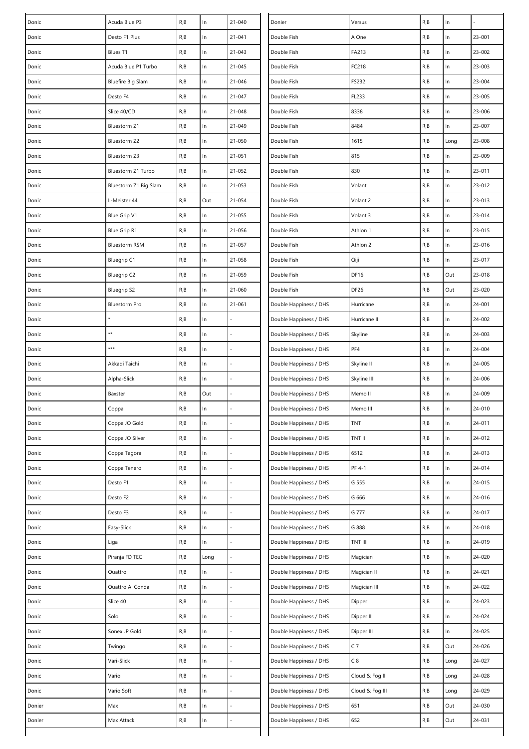| | | | | |
|---|---|---|---|---|
| Donic | Acuda Blue P3 | R,B | In | 21-040 |
| Donic | Desto F1 Plus | R,B | In | 21-041 |
| Donic | Blues T1 | R,B | In | 21-043 |
| Donic | Acuda Blue P1 Turbo | R,B | In | 21-045 |
| Donic | Bluefire Big Slam | R,B | In | 21-046 |
| Donic | Desto F4 | R,B | In | 21-047 |
| Donic | Slice 40/CD | R,B | In | 21-048 |
| Donic | Bluestorm Z1 | R,B | In | 21-049 |
| Donic | Bluestorm Z2 | R,B | In | 21-050 |
| Donic | Bluestorm Z3 | R,B | In | 21-051 |
| Donic | Bluestorm Z1 Turbo | R,B | In | 21-052 |
| Donic | Bluestorm Z1 Big Slam | R,B | In | 21-053 |
| Donic | L-Meister 44 | R,B | Out | 21-054 |
| Donic | Blue Grip V1 | R,B | In | 21-055 |
| Donic | Blue Grip R1 | R,B | In | 21-056 |
| Donic | Bluestorm RSM | R,B | In | 21-057 |
| Donic | Bluegrip C1 | R,B | In | 21-058 |
| Donic | Bluegrip C2 | R,B | In | 21-059 |
| Donic | Bluegrip S2 | R,B | In | 21-060 |
| Donic | Bluestorm Pro | R,B | In | 21-061 |
| Donic | * | R,B | In | - |
| Donic | ** | R,B | In | - |
| Donic | *** | R,B | In | - |
| Donic | Akkadi Taichi | R,B | In | - |
| Donic | Alpha-Slick | R,B | In | - |
| Donic | Baxster | R,B | Out | - |
| Donic | Coppa | R,B | In | - |
| Donic | Coppa JO Gold | R,B | In | - |
| Donic | Coppa JO Silver | R,B | In | - |
| Donic | Coppa Tagora | R,B | In | - |
| Donic | Coppa Tenero | R,B | In | - |
| Donic | Desto F1 | R,B | In | - |
| Donic | Desto F2 | R,B | In | - |
| Donic | Desto F3 | R,B | In | - |
| Donic | Easy-Slick | R,B | In | - |
| Donic | Liga | R,B | In | - |
| Donic | Piranja FD TEC | R,B | Long | - |
| Donic | Quattro | R,B | In | - |
| Donic | Quattro A' Conda | R,B | In | - |
| Donic | Slice 40 | R,B | In | - |
| Donic | Solo | R,B | In | - |
| Donic | Sonex JP Gold | R,B | In | - |
| Donic | Twingo | R,B | In | - |
| Donic | Vari-Slick | R,B | In | - |
| Donic | Vario | R,B | In | - |
| Donic | Vario Soft | R,B | In | - |
| Donier | Max | R,B | In | - |
| Donier | Max Attack | R,B | In | - |
| Donier | Versus | R,B | In | - |
| Double Fish | A One | R,B | In | 23-001 |
| Double Fish | FA213 | R,B | In | 23-002 |
| Double Fish | FC218 | R,B | In | 23-003 |
| Double Fish | FS232 | R,B | In | 23-004 |
| Double Fish | FL233 | R,B | In | 23-005 |
| Double Fish | 8338 | R,B | In | 23-006 |
| Double Fish | 8484 | R,B | In | 23-007 |
| Double Fish | 1615 | R,B | Long | 23-008 |
| Double Fish | 815 | R,B | In | 23-009 |
| Double Fish | 830 | R,B | In | 23-011 |
| Double Fish | Volant | R,B | In | 23-012 |
| Double Fish | Volant 2 | R,B | In | 23-013 |
| Double Fish | Volant 3 | R,B | In | 23-014 |
| Double Fish | Athlon 1 | R,B | In | 23-015 |
| Double Fish | Athlon 2 | R,B | In | 23-016 |
| Double Fish | Qiji | R,B | In | 23-017 |
| Double Fish | DF16 | R,B | Out | 23-018 |
| Double Fish | DF26 | R,B | Out | 23-020 |
| Double Happiness / DHS | Hurricane | R,B | In | 24-001 |
| Double Happiness / DHS | Hurricane II | R,B | In | 24-002 |
| Double Happiness / DHS | Skyline | R,B | In | 24-003 |
| Double Happiness / DHS | PF4 | R,B | In | 24-004 |
| Double Happiness / DHS | Skyline II | R,B | In | 24-005 |
| Double Happiness / DHS | Skyline III | R,B | In | 24-006 |
| Double Happiness / DHS | Memo II | R,B | In | 24-009 |
| Double Happiness / DHS | Memo III | R,B | In | 24-010 |
| Double Happiness / DHS | TNT | R,B | In | 24-011 |
| Double Happiness / DHS | TNT II | R,B | In | 24-012 |
| Double Happiness / DHS | 6512 | R,B | In | 24-013 |
| Double Happiness / DHS | PF 4-1 | R,B | In | 24-014 |
| Double Happiness / DHS | G 555 | R,B | In | 24-015 |
| Double Happiness / DHS | G 666 | R,B | In | 24-016 |
| Double Happiness / DHS | G 777 | R,B | In | 24-017 |
| Double Happiness / DHS | G 888 | R,B | In | 24-018 |
| Double Happiness / DHS | TNT III | R,B | In | 24-019 |
| Double Happiness / DHS | Magician | R,B | In | 24-020 |
| Double Happiness / DHS | Magician II | R,B | In | 24-021 |
| Double Happiness / DHS | Magician III | R,B | In | 24-022 |
| Double Happiness / DHS | Dipper | R,B | In | 24-023 |
| Double Happiness / DHS | Dipper II | R,B | In | 24-024 |
| Double Happiness / DHS | Dipper III | R,B | In | 24-025 |
| Double Happiness / DHS | C 7 | R,B | Out | 24-026 |
| Double Happiness / DHS | C 8 | R,B | Long | 24-027 |
| Double Happiness / DHS | Cloud & Fog II | R,B | Long | 24-028 |
| Double Happiness / DHS | Cloud & Fog III | R,B | Long | 24-029 |
| Double Happiness / DHS | 651 | R,B | Out | 24-030 |
| Double Happiness / DHS | 652 | R,B | Out | 24-031 |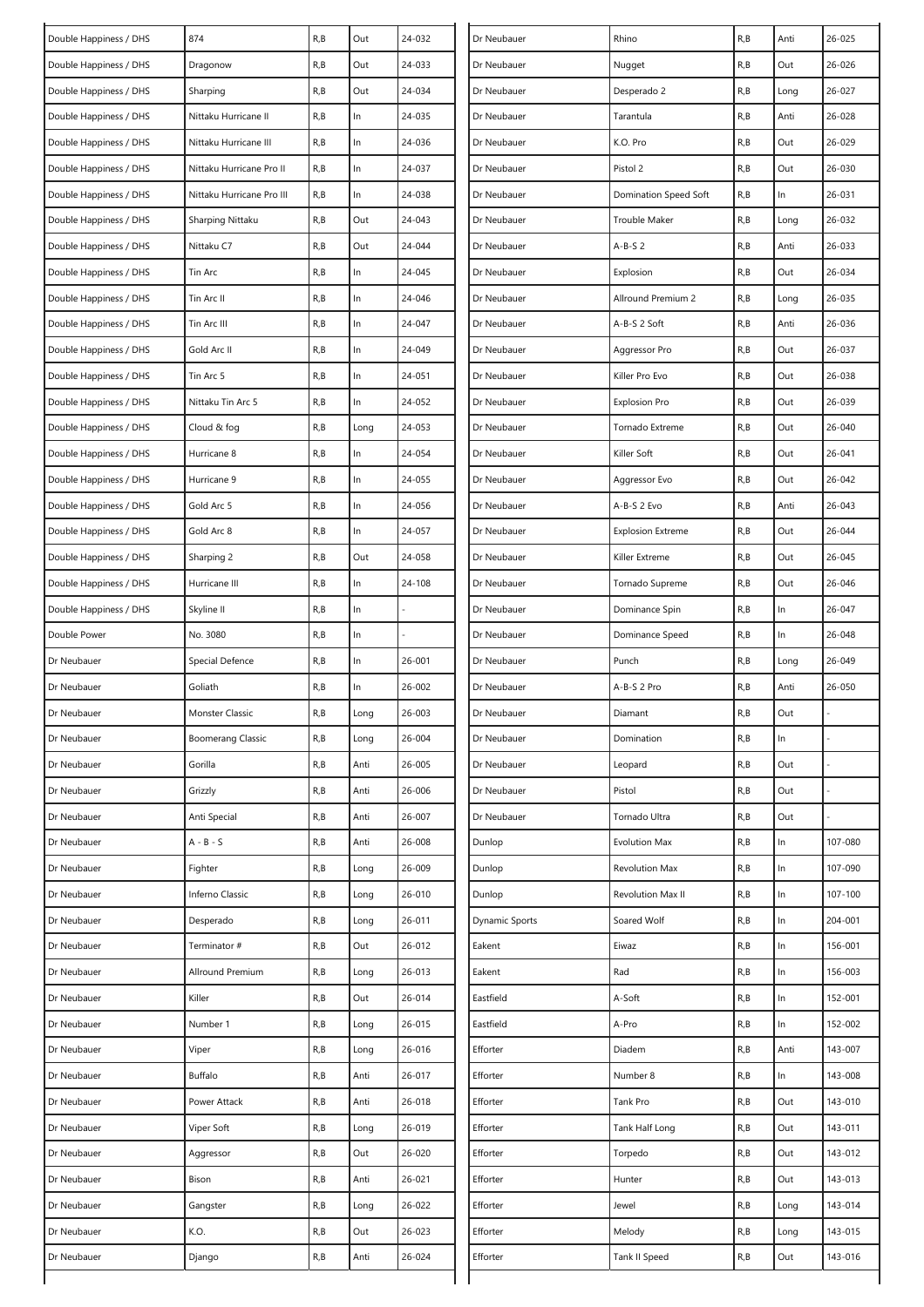| | | | | |
|---|---|---|---|---|
| Double Happiness / DHS | 874 | R,B | Out | 24-032 |
| Double Happiness / DHS | Dragonow | R,B | Out | 24-033 |
| Double Happiness / DHS | Sharping | R,B | Out | 24-034 |
| Double Happiness / DHS | Nittaku Hurricane II | R,B | In | 24-035 |
| Double Happiness / DHS | Nittaku Hurricane III | R,B | In | 24-036 |
| Double Happiness / DHS | Nittaku Hurricane Pro II | R,B | In | 24-037 |
| Double Happiness / DHS | Nittaku Hurricane Pro III | R,B | In | 24-038 |
| Double Happiness / DHS | Sharping Nittaku | R,B | Out | 24-043 |
| Double Happiness / DHS | Nittaku C7 | R,B | Out | 24-044 |
| Double Happiness / DHS | Tin Arc | R,B | In | 24-045 |
| Double Happiness / DHS | Tin Arc II | R,B | In | 24-046 |
| Double Happiness / DHS | Tin Arc III | R,B | In | 24-047 |
| Double Happiness / DHS | Gold Arc II | R,B | In | 24-049 |
| Double Happiness / DHS | Tin Arc 5 | R,B | In | 24-051 |
| Double Happiness / DHS | Nittaku Tin Arc 5 | R,B | In | 24-052 |
| Double Happiness / DHS | Cloud & fog | R,B | Long | 24-053 |
| Double Happiness / DHS | Hurricane 8 | R,B | In | 24-054 |
| Double Happiness / DHS | Hurricane 9 | R,B | In | 24-055 |
| Double Happiness / DHS | Gold Arc 5 | R,B | In | 24-056 |
| Double Happiness / DHS | Gold Arc 8 | R,B | In | 24-057 |
| Double Happiness / DHS | Sharping 2 | R,B | Out | 24-058 |
| Double Happiness / DHS | Hurricane III | R,B | In | 24-108 |
| Double Happiness / DHS | Skyline II | R,B | In | - |
| Double Power | No. 3080 | R,B | In | - |
| Dr Neubauer | Special Defence | R,B | In | 26-001 |
| Dr Neubauer | Goliath | R,B | In | 26-002 |
| Dr Neubauer | Monster Classic | R,B | Long | 26-003 |
| Dr Neubauer | Boomerang Classic | R,B | Long | 26-004 |
| Dr Neubauer | Gorilla | R,B | Anti | 26-005 |
| Dr Neubauer | Grizzly | R,B | Anti | 26-006 |
| Dr Neubauer | Anti Special | R,B | Anti | 26-007 |
| Dr Neubauer | A - B - S | R,B | Anti | 26-008 |
| Dr Neubauer | Fighter | R,B | Long | 26-009 |
| Dr Neubauer | Inferno Classic | R,B | Long | 26-010 |
| Dr Neubauer | Desperado | R,B | Long | 26-011 |
| Dr Neubauer | Terminator # | R,B | Out | 26-012 |
| Dr Neubauer | Allround Premium | R,B | Long | 26-013 |
| Dr Neubauer | Killer | R,B | Out | 26-014 |
| Dr Neubauer | Number 1 | R,B | Long | 26-015 |
| Dr Neubauer | Viper | R,B | Long | 26-016 |
| Dr Neubauer | Buffalo | R,B | Anti | 26-017 |
| Dr Neubauer | Power Attack | R,B | Anti | 26-018 |
| Dr Neubauer | Viper Soft | R,B | Long | 26-019 |
| Dr Neubauer | Aggressor | R,B | Out | 26-020 |
| Dr Neubauer | Bison | R,B | Anti | 26-021 |
| Dr Neubauer | Gangster | R,B | Long | 26-022 |
| Dr Neubauer | K.O. | R,B | Out | 26-023 |
| Dr Neubauer | Django | R,B | Anti | 26-024 |
| Dr Neubauer | Rhino | R,B | Anti | 26-025 |
| Dr Neubauer | Nugget | R,B | Out | 26-026 |
| Dr Neubauer | Desperado 2 | R,B | Long | 26-027 |
| Dr Neubauer | Tarantula | R,B | Anti | 26-028 |
| Dr Neubauer | K.O. Pro | R,B | Out | 26-029 |
| Dr Neubauer | Pistol 2 | R,B | Out | 26-030 |
| Dr Neubauer | Domination Speed Soft | R,B | In | 26-031 |
| Dr Neubauer | Trouble Maker | R,B | Long | 26-032 |
| Dr Neubauer | A-B-S 2 | R,B | Anti | 26-033 |
| Dr Neubauer | Explosion | R,B | Out | 26-034 |
| Dr Neubauer | Allround Premium 2 | R,B | Long | 26-035 |
| Dr Neubauer | A-B-S 2 Soft | R,B | Anti | 26-036 |
| Dr Neubauer | Aggressor Pro | R,B | Out | 26-037 |
| Dr Neubauer | Killer Pro Evo | R,B | Out | 26-038 |
| Dr Neubauer | Explosion Pro | R,B | Out | 26-039 |
| Dr Neubauer | Tornado Extreme | R,B | Out | 26-040 |
| Dr Neubauer | Killer Soft | R,B | Out | 26-041 |
| Dr Neubauer | Aggressor Evo | R,B | Out | 26-042 |
| Dr Neubauer | A-B-S 2 Evo | R,B | Anti | 26-043 |
| Dr Neubauer | Explosion Extreme | R,B | Out | 26-044 |
| Dr Neubauer | Killer Extreme | R,B | Out | 26-045 |
| Dr Neubauer | Tornado Supreme | R,B | Out | 26-046 |
| Dr Neubauer | Dominance Spin | R,B | In | 26-047 |
| Dr Neubauer | Dominance Speed | R,B | In | 26-048 |
| Dr Neubauer | Punch | R,B | Long | 26-049 |
| Dr Neubauer | A-B-S 2 Pro | R,B | Anti | 26-050 |
| Dr Neubauer | Diamant | R,B | Out | - |
| Dr Neubauer | Domination | R,B | In | - |
| Dr Neubauer | Leopard | R,B | Out | - |
| Dr Neubauer | Pistol | R,B | Out | - |
| Dr Neubauer | Tornado Ultra | R,B | Out | - |
| Dunlop | Evolution Max | R,B | In | 107-080 |
| Dunlop | Revolution Max | R,B | In | 107-090 |
| Dunlop | Revolution Max II | R,B | In | 107-100 |
| Dynamic Sports | Soared Wolf | R,B | In | 204-001 |
| Eakent | Eiwaz | R,B | In | 156-001 |
| Eakent | Rad | R,B | In | 156-003 |
| Eastfield | A-Soft | R,B | In | 152-001 |
| Eastfield | A-Pro | R,B | In | 152-002 |
| Efforter | Diadem | R,B | Anti | 143-007 |
| Efforter | Number 8 | R,B | In | 143-008 |
| Efforter | Tank Pro | R,B | Out | 143-010 |
| Efforter | Tank Half Long | R,B | Out | 143-011 |
| Efforter | Torpedo | R,B | Out | 143-012 |
| Efforter | Hunter | R,B | Out | 143-013 |
| Efforter | Jewel | R,B | Long | 143-014 |
| Efforter | Melody | R,B | Long | 143-015 |
| Efforter | Tank II Speed | R,B | Out | 143-016 |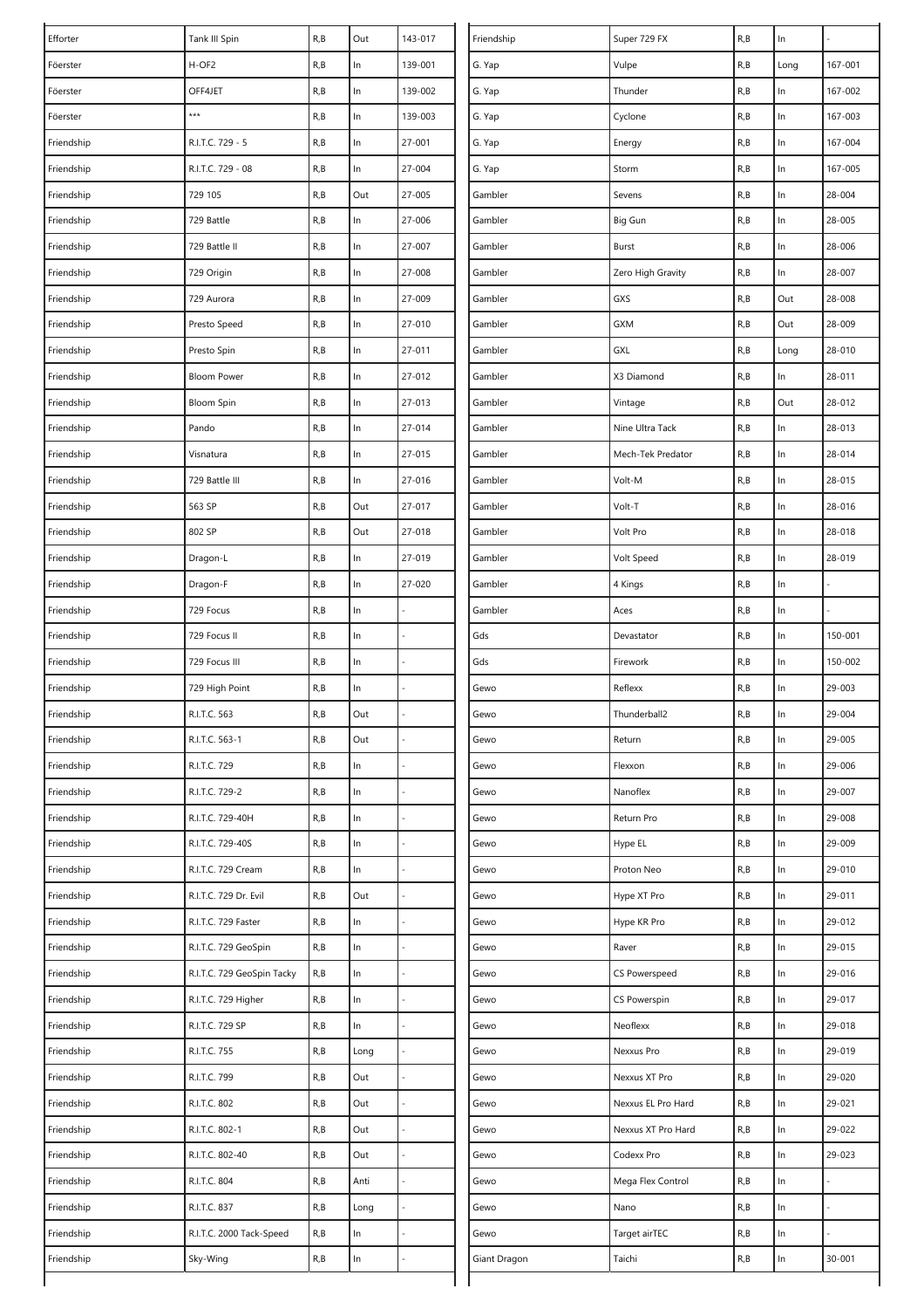| | | | | |
|---|---|---|---|---|
| Efforter | Tank III Spin | R,B | Out | 143-017 |
| Föerster | H-OF2 | R,B | In | 139-001 |
| Föerster | OFF4JET | R,B | In | 139-002 |
| Föerster | *** | R,B | In | 139-003 |
| Friendship | R.I.T.C. 729 - 5 | R,B | In | 27-001 |
| Friendship | R.I.T.C. 729 - 08 | R,B | In | 27-004 |
| Friendship | 729 105 | R,B | Out | 27-005 |
| Friendship | 729 Battle | R,B | In | 27-006 |
| Friendship | 729 Battle II | R,B | In | 27-007 |
| Friendship | 729 Origin | R,B | In | 27-008 |
| Friendship | 729 Aurora | R,B | In | 27-009 |
| Friendship | Presto Speed | R,B | In | 27-010 |
| Friendship | Presto Spin | R,B | In | 27-011 |
| Friendship | Bloom Power | R,B | In | 27-012 |
| Friendship | Bloom Spin | R,B | In | 27-013 |
| Friendship | Pando | R,B | In | 27-014 |
| Friendship | Visnatura | R,B | In | 27-015 |
| Friendship | 729 Battle III | R,B | In | 27-016 |
| Friendship | 563 SP | R,B | Out | 27-017 |
| Friendship | 802 SP | R,B | Out | 27-018 |
| Friendship | Dragon-L | R,B | In | 27-019 |
| Friendship | Dragon-F | R,B | In | 27-020 |
| Friendship | 729 Focus | R,B | In | - |
| Friendship | 729 Focus II | R,B | In | - |
| Friendship | 729 Focus III | R,B | In | - |
| Friendship | 729 High Point | R,B | In | - |
| Friendship | R.I.T.C. 563 | R,B | Out | - |
| Friendship | R.I.T.C. 563-1 | R,B | Out | - |
| Friendship | R.I.T.C. 729 | R,B | In | - |
| Friendship | R.I.T.C. 729-2 | R,B | In | - |
| Friendship | R.I.T.C. 729-40H | R,B | In | - |
| Friendship | R.I.T.C. 729-40S | R,B | In | - |
| Friendship | R.I.T.C. 729 Cream | R,B | In | - |
| Friendship | R.I.T.C. 729 Dr. Evil | R,B | Out | - |
| Friendship | R.I.T.C. 729 Faster | R,B | In | - |
| Friendship | R.I.T.C. 729 GeoSpin | R,B | In | - |
| Friendship | R.I.T.C. 729 GeoSpin Tacky | R,B | In | - |
| Friendship | R.I.T.C. 729 Higher | R,B | In | - |
| Friendship | R.I.T.C. 729 SP | R,B | In | - |
| Friendship | R.I.T.C. 755 | R,B | Long | - |
| Friendship | R.I.T.C. 799 | R,B | Out | - |
| Friendship | R.I.T.C. 802 | R,B | Out | - |
| Friendship | R.I.T.C. 802-1 | R,B | Out | - |
| Friendship | R.I.T.C. 802-40 | R,B | Out | - |
| Friendship | R.I.T.C. 804 | R,B | Anti | - |
| Friendship | R.I.T.C. 837 | R,B | Long | - |
| Friendship | R.I.T.C. 2000 Tack-Speed | R,B | In | - |
| Friendship | Sky-Wing | R,B | In | - |
| Friendship | Super 729 FX | R,B | In | - |
| G. Yap | Vulpe | R,B | Long | 167-001 |
| G. Yap | Thunder | R,B | In | 167-002 |
| G. Yap | Cyclone | R,B | In | 167-003 |
| G. Yap | Energy | R,B | In | 167-004 |
| G. Yap | Storm | R,B | In | 167-005 |
| Gambler | Sevens | R,B | In | 28-004 |
| Gambler | Big Gun | R,B | In | 28-005 |
| Gambler | Burst | R,B | In | 28-006 |
| Gambler | Zero High Gravity | R,B | In | 28-007 |
| Gambler | GXS | R,B | Out | 28-008 |
| Gambler | GXM | R,B | Out | 28-009 |
| Gambler | GXL | R,B | Long | 28-010 |
| Gambler | X3 Diamond | R,B | In | 28-011 |
| Gambler | Vintage | R,B | Out | 28-012 |
| Gambler | Nine Ultra Tack | R,B | In | 28-013 |
| Gambler | Mech-Tek Predator | R,B | In | 28-014 |
| Gambler | Volt-M | R,B | In | 28-015 |
| Gambler | Volt-T | R,B | In | 28-016 |
| Gambler | Volt Pro | R,B | In | 28-018 |
| Gambler | Volt Speed | R,B | In | 28-019 |
| Gambler | 4 Kings | R,B | In | - |
| Gambler | Aces | R,B | In | - |
| Gds | Devastator | R,B | In | 150-001 |
| Gds | Firework | R,B | In | 150-002 |
| Gewo | Reflexx | R,B | In | 29-003 |
| Gewo | Thunderball2 | R,B | In | 29-004 |
| Gewo | Return | R,B | In | 29-005 |
| Gewo | Flexxon | R,B | In | 29-006 |
| Gewo | Nanoflex | R,B | In | 29-007 |
| Gewo | Return Pro | R,B | In | 29-008 |
| Gewo | Hype EL | R,B | In | 29-009 |
| Gewo | Proton Neo | R,B | In | 29-010 |
| Gewo | Hype XT Pro | R,B | In | 29-011 |
| Gewo | Hype KR Pro | R,B | In | 29-012 |
| Gewo | Raver | R,B | In | 29-015 |
| Gewo | CS Powerspeed | R,B | In | 29-016 |
| Gewo | CS Powerspin | R,B | In | 29-017 |
| Gewo | Neoflexx | R,B | In | 29-018 |
| Gewo | Nexxus Pro | R,B | In | 29-019 |
| Gewo | Nexxus XT Pro | R,B | In | 29-020 |
| Gewo | Nexxus EL Pro Hard | R,B | In | 29-021 |
| Gewo | Nexxus XT Pro Hard | R,B | In | 29-022 |
| Gewo | Codexx Pro | R,B | In | 29-023 |
| Gewo | Mega Flex Control | R,B | In | - |
| Gewo | Nano | R,B | In | - |
| Gewo | Target airTEC | R,B | In | - |
| Giant Dragon | Taichi | R,B | In | 30-001 |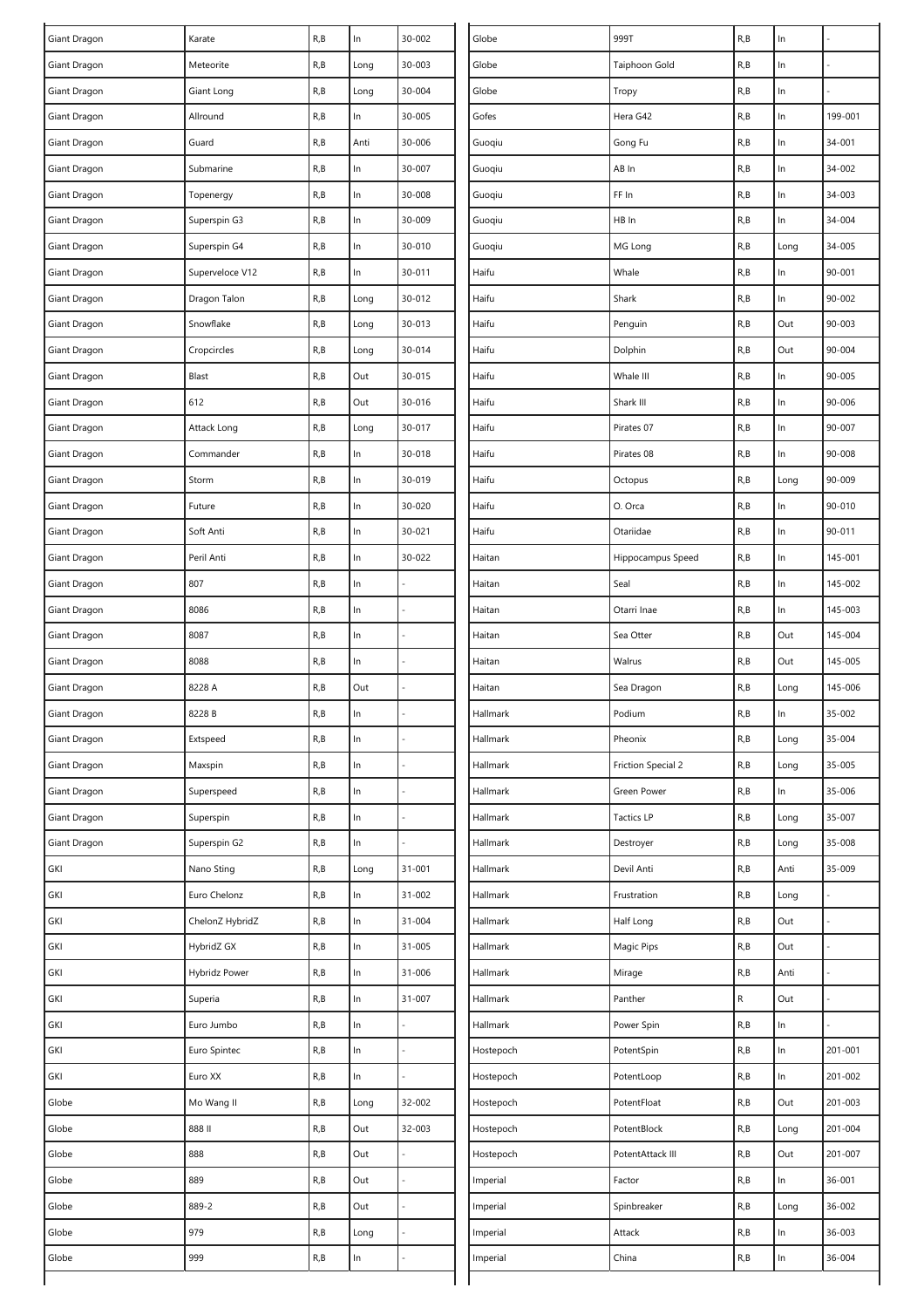| | | | | |
|---|---|---|---|---|
| Giant Dragon | Karate | R,B | In | 30-002 |
| Giant Dragon | Meteorite | R,B | Long | 30-003 |
| Giant Dragon | Giant Long | R,B | Long | 30-004 |
| Giant Dragon | Allround | R,B | In | 30-005 |
| Giant Dragon | Guard | R,B | Anti | 30-006 |
| Giant Dragon | Submarine | R,B | In | 30-007 |
| Giant Dragon | Topenergy | R,B | In | 30-008 |
| Giant Dragon | Superspin G3 | R,B | In | 30-009 |
| Giant Dragon | Superspin G4 | R,B | In | 30-010 |
| Giant Dragon | Superveloce V12 | R,B | In | 30-011 |
| Giant Dragon | Dragon Talon | R,B | Long | 30-012 |
| Giant Dragon | Snowflake | R,B | Long | 30-013 |
| Giant Dragon | Cropcircles | R,B | Long | 30-014 |
| Giant Dragon | Blast | R,B | Out | 30-015 |
| Giant Dragon | 612 | R,B | Out | 30-016 |
| Giant Dragon | Attack Long | R,B | Long | 30-017 |
| Giant Dragon | Commander | R,B | In | 30-018 |
| Giant Dragon | Storm | R,B | In | 30-019 |
| Giant Dragon | Future | R,B | In | 30-020 |
| Giant Dragon | Soft Anti | R,B | In | 30-021 |
| Giant Dragon | Peril Anti | R,B | In | 30-022 |
| Giant Dragon | 807 | R,B | In | - |
| Giant Dragon | 8086 | R,B | In | - |
| Giant Dragon | 8087 | R,B | In | - |
| Giant Dragon | 8088 | R,B | In | - |
| Giant Dragon | 8228 A | R,B | Out | - |
| Giant Dragon | 8228 B | R,B | In | - |
| Giant Dragon | Extspeed | R,B | In | - |
| Giant Dragon | Maxspin | R,B | In | - |
| Giant Dragon | Superspeed | R,B | In | - |
| Giant Dragon | Superspin | R,B | In | - |
| Giant Dragon | Superspin G2 | R,B | In | - |
| GKI | Nano Sting | R,B | Long | 31-001 |
| GKI | Euro Chelonz | R,B | In | 31-002 |
| GKI | ChelonZ HybridZ | R,B | In | 31-004 |
| GKI | HybridZ GX | R,B | In | 31-005 |
| GKI | Hybridz Power | R,B | In | 31-006 |
| GKI | Superia | R,B | In | 31-007 |
| GKI | Euro Jumbo | R,B | In | - |
| GKI | Euro Spintec | R,B | In | - |
| GKI | Euro XX | R,B | In | - |
| Globe | Mo Wang II | R,B | Long | 32-002 |
| Globe | 888 II | R,B | Out | 32-003 |
| Globe | 888 | R,B | Out | - |
| Globe | 889 | R,B | Out | - |
| Globe | 889-2 | R,B | Out | - |
| Globe | 979 | R,B | Long | - |
| Globe | 999 | R,B | In | - |
| Globe | 999T | R,B | In | - |
| Globe | Taiphoon Gold | R,B | In | - |
| Globe | Tropy | R,B | In | - |
| Gofes | Hera G42 | R,B | In | 199-001 |
| Guoqiu | Gong Fu | R,B | In | 34-001 |
| Guoqiu | AB In | R,B | In | 34-002 |
| Guoqiu | FF In | R,B | In | 34-003 |
| Guoqiu | HB In | R,B | In | 34-004 |
| Guoqiu | MG Long | R,B | Long | 34-005 |
| Haifu | Whale | R,B | In | 90-001 |
| Haifu | Shark | R,B | In | 90-002 |
| Haifu | Penguin | R,B | Out | 90-003 |
| Haifu | Dolphin | R,B | Out | 90-004 |
| Haifu | Whale III | R,B | In | 90-005 |
| Haifu | Shark III | R,B | In | 90-006 |
| Haifu | Pirates 07 | R,B | In | 90-007 |
| Haifu | Pirates 08 | R,B | In | 90-008 |
| Haifu | Octopus | R,B | Long | 90-009 |
| Haifu | O. Orca | R,B | In | 90-010 |
| Haifu | Otariidae | R,B | In | 90-011 |
| Haitan | Hippocampus Speed | R,B | In | 145-001 |
| Haitan | Seal | R,B | In | 145-002 |
| Haitan | Otarri Inae | R,B | In | 145-003 |
| Haitan | Sea Otter | R,B | Out | 145-004 |
| Haitan | Walrus | R,B | Out | 145-005 |
| Haitan | Sea Dragon | R,B | Long | 145-006 |
| Hallmark | Podium | R,B | In | 35-002 |
| Hallmark | Pheonix | R,B | Long | 35-004 |
| Hallmark | Friction Special 2 | R,B | Long | 35-005 |
| Hallmark | Green Power | R,B | In | 35-006 |
| Hallmark | Tactics LP | R,B | Long | 35-007 |
| Hallmark | Destroyer | R,B | Long | 35-008 |
| Hallmark | Devil Anti | R,B | Anti | 35-009 |
| Hallmark | Frustration | R,B | Long | - |
| Hallmark | Half Long | R,B | Out | - |
| Hallmark | Magic Pips | R,B | Out | - |
| Hallmark | Mirage | R,B | Anti | - |
| Hallmark | Panther | R | Out | - |
| Hallmark | Power Spin | R,B | In | - |
| Hostepoch | PotentSpin | R,B | In | 201-001 |
| Hostepoch | PotentLoop | R,B | In | 201-002 |
| Hostepoch | PotentFloat | R,B | Out | 201-003 |
| Hostepoch | PotentBlock | R,B | Long | 201-004 |
| Hostepoch | PotentAttack III | R,B | Out | 201-007 |
| Imperial | Factor | R,B | In | 36-001 |
| Imperial | Spinbreaker | R,B | Long | 36-002 |
| Imperial | Attack | R,B | In | 36-003 |
| Imperial | China | R,B | In | 36-004 |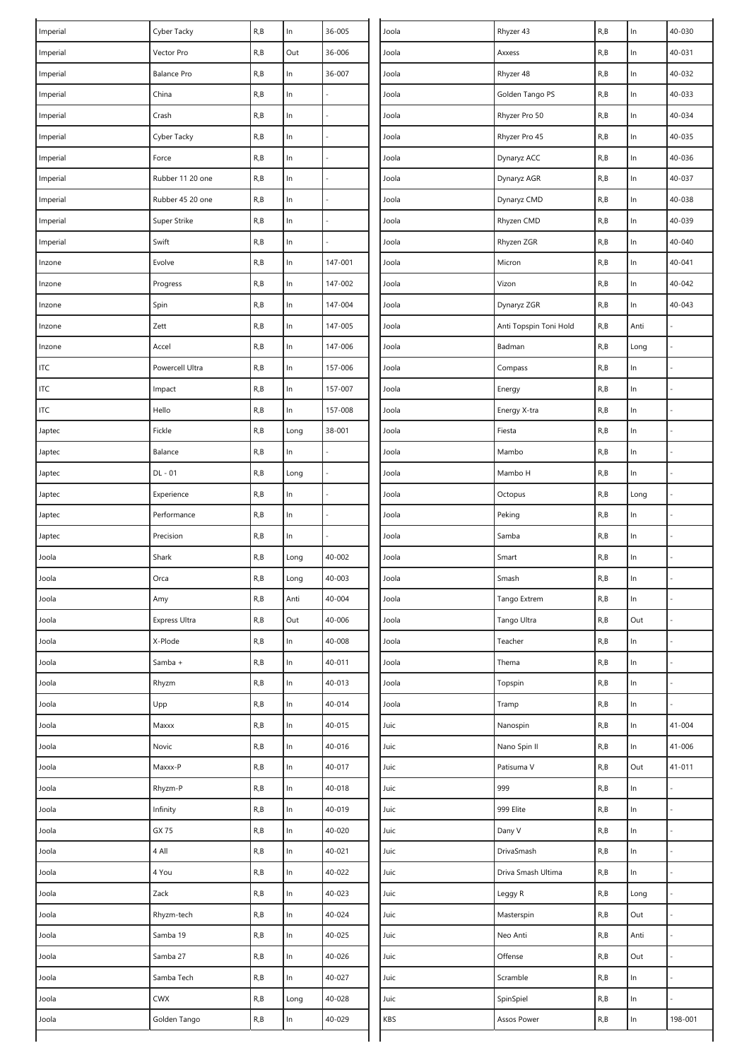| | | | | |
|---|---|---|---|---|
| Imperial | Cyber Tacky | R,B | In | 36-005 |
| Imperial | Vector Pro | R,B | Out | 36-006 |
| Imperial | Balance Pro | R,B | In | 36-007 |
| Imperial | China | R,B | In | - |
| Imperial | Crash | R,B | In | - |
| Imperial | Cyber Tacky | R,B | In | - |
| Imperial | Force | R,B | In | - |
| Imperial | Rubber 11 20 one | R,B | In | - |
| Imperial | Rubber 45 20 one | R,B | In | - |
| Imperial | Super Strike | R,B | In | - |
| Imperial | Swift | R,B | In | - |
| Inzone | Evolve | R,B | In | 147-001 |
| Inzone | Progress | R,B | In | 147-002 |
| Inzone | Spin | R,B | In | 147-004 |
| Inzone | Zett | R,B | In | 147-005 |
| Inzone | Accel | R,B | In | 147-006 |
| ITC | Powercell Ultra | R,B | In | 157-006 |
| ITC | Impact | R,B | In | 157-007 |
| ITC | Hello | R,B | In | 157-008 |
| Japtec | Fickle | R,B | Long | 38-001 |
| Japtec | Balance | R,B | In | - |
| Japtec | DL - 01 | R,B | Long | - |
| Japtec | Experience | R,B | In | - |
| Japtec | Performance | R,B | In | - |
| Japtec | Precision | R,B | In | - |
| Joola | Shark | R,B | Long | 40-002 |
| Joola | Orca | R,B | Long | 40-003 |
| Joola | Amy | R,B | Anti | 40-004 |
| Joola | Express Ultra | R,B | Out | 40-006 |
| Joola | X-Plode | R,B | In | 40-008 |
| Joola | Samba + | R,B | In | 40-011 |
| Joola | Rhyzm | R,B | In | 40-013 |
| Joola | Upp | R,B | In | 40-014 |
| Joola | Maxxx | R,B | In | 40-015 |
| Joola | Novic | R,B | In | 40-016 |
| Joola | Maxxx-P | R,B | In | 40-017 |
| Joola | Rhyzm-P | R,B | In | 40-018 |
| Joola | Infinity | R,B | In | 40-019 |
| Joola | GX 75 | R,B | In | 40-020 |
| Joola | 4 All | R,B | In | 40-021 |
| Joola | 4 You | R,B | In | 40-022 |
| Joola | Zack | R,B | In | 40-023 |
| Joola | Rhyzm-tech | R,B | In | 40-024 |
| Joola | Samba 19 | R,B | In | 40-025 |
| Joola | Samba 27 | R,B | In | 40-026 |
| Joola | Samba Tech | R,B | In | 40-027 |
| Joola | CWX | R,B | Long | 40-028 |
| Joola | Golden Tango | R,B | In | 40-029 |
| Joola | Rhyzer 43 | R,B | In | 40-030 |
| Joola | Axxess | R,B | In | 40-031 |
| Joola | Rhyzer 48 | R,B | In | 40-032 |
| Joola | Golden Tango PS | R,B | In | 40-033 |
| Joola | Rhyzer Pro 50 | R,B | In | 40-034 |
| Joola | Rhyzer Pro 45 | R,B | In | 40-035 |
| Joola | Dynaryz ACC | R,B | In | 40-036 |
| Joola | Dynaryz AGR | R,B | In | 40-037 |
| Joola | Dynaryz CMD | R,B | In | 40-038 |
| Joola | Rhyzen CMD | R,B | In | 40-039 |
| Joola | Rhyzen ZGR | R,B | In | 40-040 |
| Joola | Micron | R,B | In | 40-041 |
| Joola | Vizon | R,B | In | 40-042 |
| Joola | Dynaryz ZGR | R,B | In | 40-043 |
| Joola | Anti Topspin Toni Hold | R,B | Anti | - |
| Joola | Badman | R,B | Long | - |
| Joola | Compass | R,B | In | - |
| Joola | Energy | R,B | In | - |
| Joola | Energy X-tra | R,B | In | - |
| Joola | Fiesta | R,B | In | - |
| Joola | Mambo | R,B | In | - |
| Joola | Mambo H | R,B | In | - |
| Joola | Octopus | R,B | Long | - |
| Joola | Peking | R,B | In | - |
| Joola | Samba | R,B | In | - |
| Joola | Smart | R,B | In | - |
| Joola | Smash | R,B | In | - |
| Joola | Tango Extrem | R,B | In | - |
| Joola | Tango Ultra | R,B | Out | - |
| Joola | Teacher | R,B | In | - |
| Joola | Thema | R,B | In | - |
| Joola | Topspin | R,B | In | - |
| Joola | Tramp | R,B | In | - |
| Juic | Nanospin | R,B | In | 41-004 |
| Juic | Nano Spin II | R,B | In | 41-006 |
| Juic | Patisuma V | R,B | Out | 41-011 |
| Juic | 999 | R,B | In | - |
| Juic | 999 Elite | R,B | In | - |
| Juic | Dany V | R,B | In | - |
| Juic | DrivaSmash | R,B | In | - |
| Juic | Driva Smash Ultima | R,B | In | - |
| Juic | Leggy R | R,B | Long | - |
| Juic | Masterspin | R,B | Out | - |
| Juic | Neo Anti | R,B | Anti | - |
| Juic | Offense | R,B | Out | - |
| Juic | Scramble | R,B | In | - |
| Juic | SpinSpiel | R,B | In | - |
| KBS | Assos Power | R,B | In | 198-001 |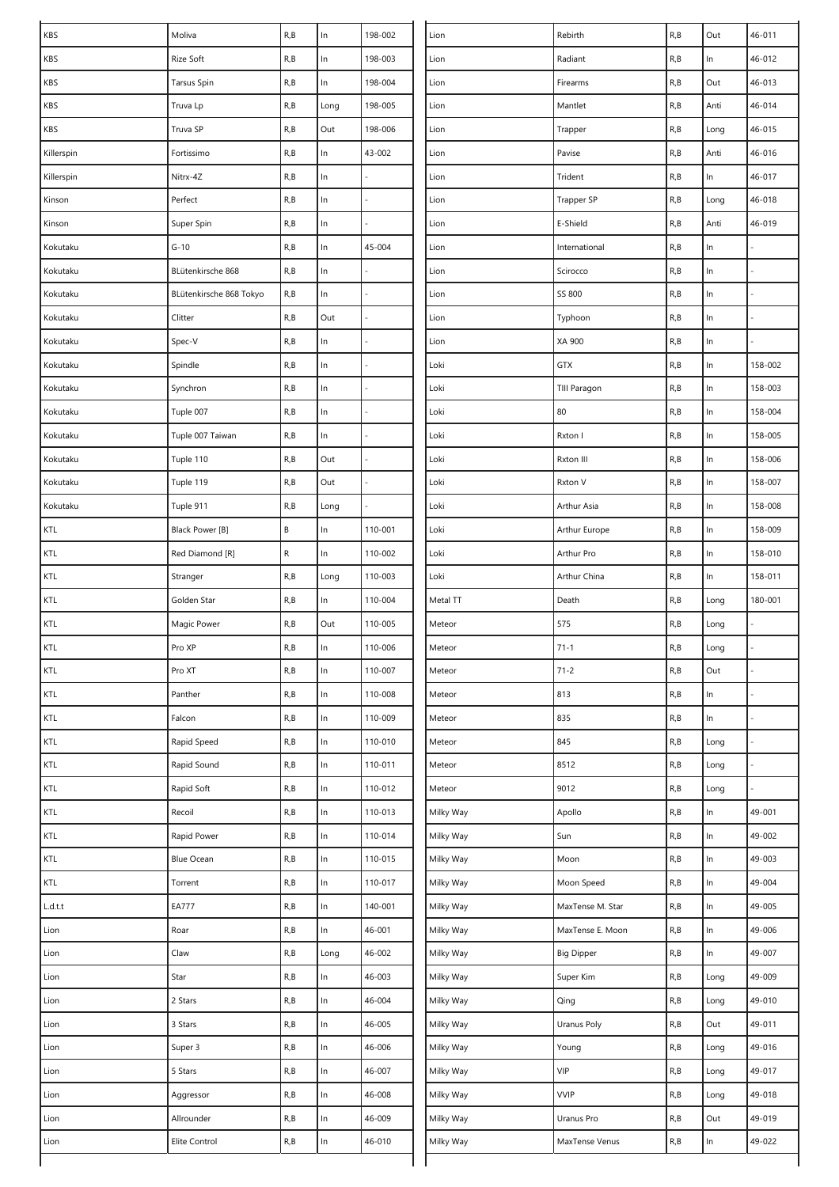| | | | | |
|---|---|---|---|---|
| KBS | Moliva | R,B | In | 198-002 |
| KBS | Rize Soft | R,B | In | 198-003 |
| KBS | Tarsus Spin | R,B | In | 198-004 |
| KBS | Truva Lp | R,B | Long | 198-005 |
| KBS | Truva SP | R,B | Out | 198-006 |
| Killerspin | Fortissimo | R,B | In | 43-002 |
| Killerspin | Nitrx-4Z | R,B | In | - |
| Kinson | Perfect | R,B | In | - |
| Kinson | Super Spin | R,B | In | - |
| Kokutaku | G-10 | R,B | In | 45-004 |
| Kokutaku | BLütenkirsche 868 | R,B | In | - |
| Kokutaku | BLütenkirsche 868 Tokyo | R,B | In | - |
| Kokutaku | Clitter | R,B | Out | - |
| Kokutaku | Spec-V | R,B | In | - |
| Kokutaku | Spindle | R,B | In | - |
| Kokutaku | Synchron | R,B | In | - |
| Kokutaku | Tuple 007 | R,B | In | - |
| Kokutaku | Tuple 007 Taiwan | R,B | In | - |
| Kokutaku | Tuple 110 | R,B | Out | - |
| Kokutaku | Tuple 119 | R,B | Out | - |
| Kokutaku | Tuple 911 | R,B | Long | - |
| KTL | Black Power [B] | B | In | 110-001 |
| KTL | Red Diamond [R] | R | In | 110-002 |
| KTL | Stranger | R,B | Long | 110-003 |
| KTL | Golden Star | R,B | In | 110-004 |
| KTL | Magic Power | R,B | Out | 110-005 |
| KTL | Pro XP | R,B | In | 110-006 |
| KTL | Pro XT | R,B | In | 110-007 |
| KTL | Panther | R,B | In | 110-008 |
| KTL | Falcon | R,B | In | 110-009 |
| KTL | Rapid Speed | R,B | In | 110-010 |
| KTL | Rapid Sound | R,B | In | 110-011 |
| KTL | Rapid Soft | R,B | In | 110-012 |
| KTL | Recoil | R,B | In | 110-013 |
| KTL | Rapid Power | R,B | In | 110-014 |
| KTL | Blue Ocean | R,B | In | 110-015 |
| KTL | Torrent | R,B | In | 110-017 |
| L.d.t.t | EA777 | R,B | In | 140-001 |
| Lion | Roar | R,B | In | 46-001 |
| Lion | Claw | R,B | Long | 46-002 |
| Lion | Star | R,B | In | 46-003 |
| Lion | 2 Stars | R,B | In | 46-004 |
| Lion | 3 Stars | R,B | In | 46-005 |
| Lion | Super 3 | R,B | In | 46-006 |
| Lion | 5 Stars | R,B | In | 46-007 |
| Lion | Aggressor | R,B | In | 46-008 |
| Lion | Allrounder | R,B | In | 46-009 |
| Lion | Elite Control | R,B | In | 46-010 |
| Lion | Rebirth | R,B | Out | 46-011 |
| Lion | Radiant | R,B | In | 46-012 |
| Lion | Firearms | R,B | Out | 46-013 |
| Lion | Mantlet | R,B | Anti | 46-014 |
| Lion | Trapper | R,B | Long | 46-015 |
| Lion | Pavise | R,B | Anti | 46-016 |
| Lion | Trident | R,B | In | 46-017 |
| Lion | Trapper SP | R,B | Long | 46-018 |
| Lion | E-Shield | R,B | Anti | 46-019 |
| Lion | International | R,B | In | - |
| Lion | Scirocco | R,B | In | - |
| Lion | SS 800 | R,B | In | - |
| Lion | Typhoon | R,B | In | - |
| Lion | XA 900 | R,B | In | - |
| Loki | GTX | R,B | In | 158-002 |
| Loki | TIII Paragon | R,B | In | 158-003 |
| Loki | 80 | R,B | In | 158-004 |
| Loki | Rxton I | R,B | In | 158-005 |
| Loki | Rxton III | R,B | In | 158-006 |
| Loki | Rxton V | R,B | In | 158-007 |
| Loki | Arthur Asia | R,B | In | 158-008 |
| Loki | Arthur Europe | R,B | In | 158-009 |
| Loki | Arthur Pro | R,B | In | 158-010 |
| Loki | Arthur China | R,B | In | 158-011 |
| Metal TT | Death | R,B | Long | 180-001 |
| Meteor | 575 | R,B | Long | - |
| Meteor | 71-1 | R,B | Long | - |
| Meteor | 71-2 | R,B | Out | - |
| Meteor | 813 | R,B | In | - |
| Meteor | 835 | R,B | In | - |
| Meteor | 845 | R,B | Long | - |
| Meteor | 8512 | R,B | Long | - |
| Meteor | 9012 | R,B | Long | - |
| Milky Way | Apollo | R,B | In | 49-001 |
| Milky Way | Sun | R,B | In | 49-002 |
| Milky Way | Moon | R,B | In | 49-003 |
| Milky Way | Moon Speed | R,B | In | 49-004 |
| Milky Way | MaxTense M. Star | R,B | In | 49-005 |
| Milky Way | MaxTense E. Moon | R,B | In | 49-006 |
| Milky Way | Big Dipper | R,B | In | 49-007 |
| Milky Way | Super Kim | R,B | Long | 49-009 |
| Milky Way | Qing | R,B | Long | 49-010 |
| Milky Way | Uranus Poly | R,B | Out | 49-011 |
| Milky Way | Young | R,B | Long | 49-016 |
| Milky Way | VIP | R,B | Long | 49-017 |
| Milky Way | VVIP | R,B | Long | 49-018 |
| Milky Way | Uranus Pro | R,B | Out | 49-019 |
| Milky Way | MaxTense Venus | R,B | In | 49-022 |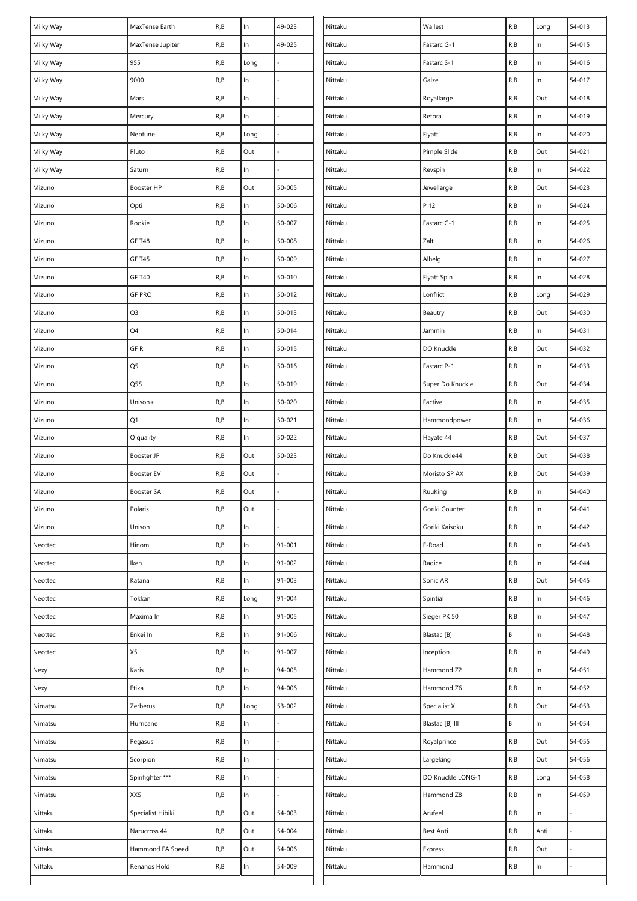| | | | | |
|---|---|---|---|---|
| Milky Way | MaxTense Earth | R,B | In | 49-023 |
| Milky Way | MaxTense Jupiter | R,B | In | 49-025 |
| Milky Way | 955 | R,B | Long | - |
| Milky Way | 9000 | R,B | In | - |
| Milky Way | Mars | R,B | In | - |
| Milky Way | Mercury | R,B | In | - |
| Milky Way | Neptune | R,B | Long | - |
| Milky Way | Pluto | R,B | Out | - |
| Milky Way | Saturn | R,B | In | - |
| Mizuno | Booster HP | R,B | Out | 50-005 |
| Mizuno | Opti | R,B | In | 50-006 |
| Mizuno | Rookie | R,B | In | 50-007 |
| Mizuno | GF T48 | R,B | In | 50-008 |
| Mizuno | GF T45 | R,B | In | 50-009 |
| Mizuno | GF T40 | R,B | In | 50-010 |
| Mizuno | GF PRO | R,B | In | 50-012 |
| Mizuno | Q3 | R,B | In | 50-013 |
| Mizuno | Q4 | R,B | In | 50-014 |
| Mizuno | GF R | R,B | In | 50-015 |
| Mizuno | Q5 | R,B | In | 50-016 |
| Mizuno | Q5S | R,B | In | 50-019 |
| Mizuno | Unison+ | R,B | In | 50-020 |
| Mizuno | Q1 | R,B | In | 50-021 |
| Mizuno | Q quality | R,B | In | 50-022 |
| Mizuno | Booster JP | R,B | Out | 50-023 |
| Mizuno | Booster EV | R,B | Out | - |
| Mizuno | Booster SA | R,B | Out | - |
| Mizuno | Polaris | R,B | Out | - |
| Mizuno | Unison | R,B | In | - |
| Neottec | Hinomi | R,B | In | 91-001 |
| Neottec | Iken | R,B | In | 91-002 |
| Neottec | Katana | R,B | In | 91-003 |
| Neottec | Tokkan | R,B | Long | 91-004 |
| Neottec | Maxima In | R,B | In | 91-005 |
| Neottec | Enkei In | R,B | In | 91-006 |
| Neottec | X5 | R,B | In | 91-007 |
| Nexy | Karis | R,B | In | 94-005 |
| Nexy | Etika | R,B | In | 94-006 |
| Nimatsu | Zerberus | R,B | Long | 53-002 |
| Nimatsu | Hurricane | R,B | In | - |
| Nimatsu | Pegasus | R,B | In | - |
| Nimatsu | Scorpion | R,B | In | - |
| Nimatsu | Spinfighter *** | R,B | In | - |
| Nimatsu | XX5 | R,B | In | - |
| Nittaku | Specialist Hibiki | R,B | Out | 54-003 |
| Nittaku | Narucross 44 | R,B | Out | 54-004 |
| Nittaku | Hammond FA Speed | R,B | Out | 54-006 |
| Nittaku | Renanos Hold | R,B | In | 54-009 |
| Nittaku | Wallest | R,B | Long | 54-013 |
| Nittaku | Fastarc G-1 | R,B | In | 54-015 |
| Nittaku | Fastarc S-1 | R,B | In | 54-016 |
| Nittaku | Galze | R,B | In | 54-017 |
| Nittaku | Royallarge | R,B | Out | 54-018 |
| Nittaku | Retora | R,B | In | 54-019 |
| Nittaku | Flyatt | R,B | In | 54-020 |
| Nittaku | Pimple Slide | R,B | Out | 54-021 |
| Nittaku | Revspin | R,B | In | 54-022 |
| Nittaku | Jewellarge | R,B | Out | 54-023 |
| Nittaku | P 12 | R,B | In | 54-024 |
| Nittaku | Fastarc C-1 | R,B | In | 54-025 |
| Nittaku | Zalt | R,B | In | 54-026 |
| Nittaku | Alhelg | R,B | In | 54-027 |
| Nittaku | Flyatt Spin | R,B | In | 54-028 |
| Nittaku | Lonfrict | R,B | Long | 54-029 |
| Nittaku | Beautry | R,B | Out | 54-030 |
| Nittaku | Jammin | R,B | In | 54-031 |
| Nittaku | DO Knuckle | R,B | Out | 54-032 |
| Nittaku | Fastarc P-1 | R,B | In | 54-033 |
| Nittaku | Super Do Knuckle | R,B | Out | 54-034 |
| Nittaku | Factive | R,B | In | 54-035 |
| Nittaku | Hammondpower | R,B | In | 54-036 |
| Nittaku | Hayate 44 | R,B | Out | 54-037 |
| Nittaku | Do Knuckle44 | R,B | Out | 54-038 |
| Nittaku | Moristo SP AX | R,B | Out | 54-039 |
| Nittaku | RuuKing | R,B | In | 54-040 |
| Nittaku | Goriki Counter | R,B | In | 54-041 |
| Nittaku | Goriki Kaisoku | R,B | In | 54-042 |
| Nittaku | F-Road | R,B | In | 54-043 |
| Nittaku | Radice | R,B | In | 54-044 |
| Nittaku | Sonic AR | R,B | Out | 54-045 |
| Nittaku | Spintial | R,B | In | 54-046 |
| Nittaku | Sieger PK 50 | R,B | In | 54-047 |
| Nittaku | Blastac [B] | B | In | 54-048 |
| Nittaku | Inception | R,B | In | 54-049 |
| Nittaku | Hammond Z2 | R,B | In | 54-051 |
| Nittaku | Hammond Z6 | R,B | In | 54-052 |
| Nittaku | Specialist X | R,B | Out | 54-053 |
| Nittaku | Blastac [B] III | B | In | 54-054 |
| Nittaku | Royalprince | R,B | Out | 54-055 |
| Nittaku | Largeking | R,B | Out | 54-056 |
| Nittaku | DO Knuckle LONG-1 | R,B | Long | 54-058 |
| Nittaku | Hammond Z8 | R,B | In | 54-059 |
| Nittaku | Arufeel | R,B | In | - |
| Nittaku | Best Anti | R,B | Anti | - |
| Nittaku | Express | R,B | Out | - |
| Nittaku | Hammond | R,B | In | - |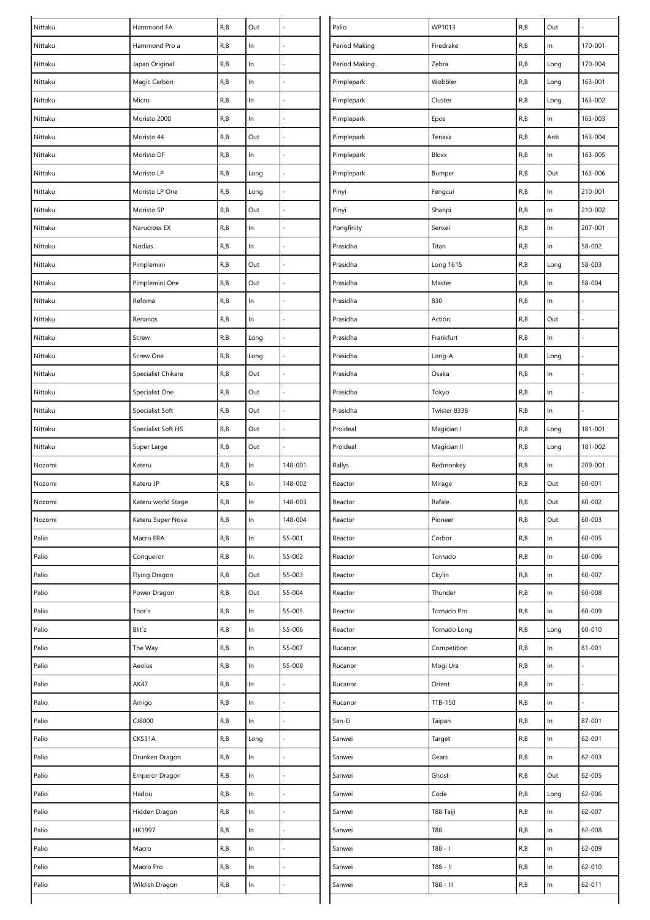| | | | | |
|---|---|---|---|---|
| Nittaku | Hammond FA | R,B | Out | - |
| Nittaku | Hammond Pro a | R,B | In | - |
| Nittaku | Japan Original | R,B | In | - |
| Nittaku | Magic Carbon | R,B | In | - |
| Nittaku | Micro | R,B | In | - |
| Nittaku | Moristo 2000 | R,B | In | - |
| Nittaku | Moristo 44 | R,B | Out | - |
| Nittaku | Moristo DF | R,B | In | - |
| Nittaku | Moristo LP | R,B | Long | - |
| Nittaku | Moristo LP One | R,B | Long | - |
| Nittaku | Moristo SP | R,B | Out | - |
| Nittaku | Narucross EX | R,B | In | - |
| Nittaku | Nodias | R,B | In | - |
| Nittaku | Pimplemini | R,B | Out | - |
| Nittaku | Pimplemini One | R,B | Out | - |
| Nittaku | Refoma | R,B | In | - |
| Nittaku | Renanos | R,B | In | - |
| Nittaku | Screw | R,B | Long | - |
| Nittaku | Screw One | R,B | Long | - |
| Nittaku | Specialist Chikara | R,B | Out | - |
| Nittaku | Specialist One | R,B | Out | - |
| Nittaku | Specialist Soft | R,B | Out | - |
| Nittaku | Specialist Soft HS | R,B | Out | - |
| Nittaku | Super Large | R,B | Out | - |
| Nozomi | Kateru | R,B | In | 148-001 |
| Nozomi | Kateru JP | R,B | In | 148-002 |
| Nozomi | Kateru world Stage | R,B | In | 148-003 |
| Nozomi | Kateru Super Nova | R,B | In | 148-004 |
| Palio | Macro ERA | R,B | In | 55-001 |
| Palio | Conqueror | R,B | In | 55-002 |
| Palio | Flying Dragon | R,B | Out | 55-003 |
| Palio | Power Dragon | R,B | Out | 55-004 |
| Palio | Thor`s | R,B | In | 55-005 |
| Palio | Blit`z | R,B | In | 55-006 |
| Palio | The Way | R,B | In | 55-007 |
| Palio | Aeolus | R,B | In | 55-008 |
| Palio | AK47 | R,B | In | - |
| Palio | Amigo | R,B | In | - |
| Palio | CJ8000 | R,B | In | - |
| Palio | CK531A | R,B | Long | - |
| Palio | Drunken Dragon | R,B | In | - |
| Palio | Emperor Dragon | R,B | In | - |
| Palio | Hadou | R,B | In | - |
| Palio | Hidden Dragon | R,B | In | - |
| Palio | HK1997 | R,B | In | - |
| Palio | Macro | R,B | In | - |
| Palio | Macro Pro | R,B | In | - |
| Palio | Wildish Dragon | R,B | In | - |
| Palio | WP1013 | R,B | Out | - |
| Period Making | Firedrake | R,B | In | 170-001 |
| Period Making | Zebra | R,B | Long | 170-004 |
| Pimplepark | Wobbler | R,B | Long | 163-001 |
| Pimplepark | Cluster | R,B | Long | 163-002 |
| Pimplepark | Epos | R,B | In | 163-003 |
| Pimplepark | Tenaxx | R,B | Anti | 163-004 |
| Pimplepark | Bloxx | R,B | In | 163-005 |
| Pimplepark | Bumper | R,B | Out | 163-006 |
| Pinyi | Fengcui | R,B | In | 210-001 |
| Pinyi | Shanpi | R,B | In | 210-002 |
| Pongfinity | Sensei | R,B | In | 207-001 |
| Prasidha | Titan | R,B | In | 58-002 |
| Prasidha | Long 1615 | R,B | Long | 58-003 |
| Prasidha | Master | R,B | In | 58-004 |
| Prasidha | 830 | R,B | In | - |
| Prasidha | Action | R,B | Out | - |
| Prasidha | Frankfurt | R,B | In | - |
| Prasidha | Long-A | R,B | Long | - |
| Prasidha | Osaka | R,B | In | - |
| Prasidha | Tokyo | R,B | In | - |
| Prasidha | Twister 8338 | R,B | In | - |
| Proideal | Magician I | R,B | Long | 181-001 |
| Proideal | Magician II | R,B | Long | 181-002 |
| Rallys | Redmonkey | R,B | In | 209-001 |
| Reactor | Mirage | R,B | Out | 60-001 |
| Reactor | Rafale | R,B | Out | 60-002 |
| Reactor | Pioneer | R,B | Out | 60-003 |
| Reactor | Corbor | R,B | In | 60-005 |
| Reactor | Tornado | R,B | In | 60-006 |
| Reactor | Ckylin | R,B | In | 60-007 |
| Reactor | Thunder | R,B | In | 60-008 |
| Reactor | Tornado Pro | R,B | In | 60-009 |
| Reactor | Tornado Long | R,B | Long | 60-010 |
| Rucanor | Competition | R,B | In | 61-001 |
| Rucanor | Mogi Ura | R,B | In | - |
| Rucanor | Orient | R,B | In | - |
| Rucanor | TTB-150 | R,B | In | - |
| San-Ei | Taipan | R,B | In | 87-001 |
| Sanwei | Target | R,B | In | 62-001 |
| Sanwei | Gears | R,B | In | 62-003 |
| Sanwei | Ghost | R,B | Out | 62-005 |
| Sanwei | Code | R,B | Long | 62-006 |
| Sanwei | T88 Taiji | R,B | In | 62-007 |
| Sanwei | T88 | R,B | In | 62-008 |
| Sanwei | T88 - I | R,B | In | 62-009 |
| Sanwei | T88 - II | R,B | In | 62-010 |
| Sanwei | T88 - III | R,B | In | 62-011 |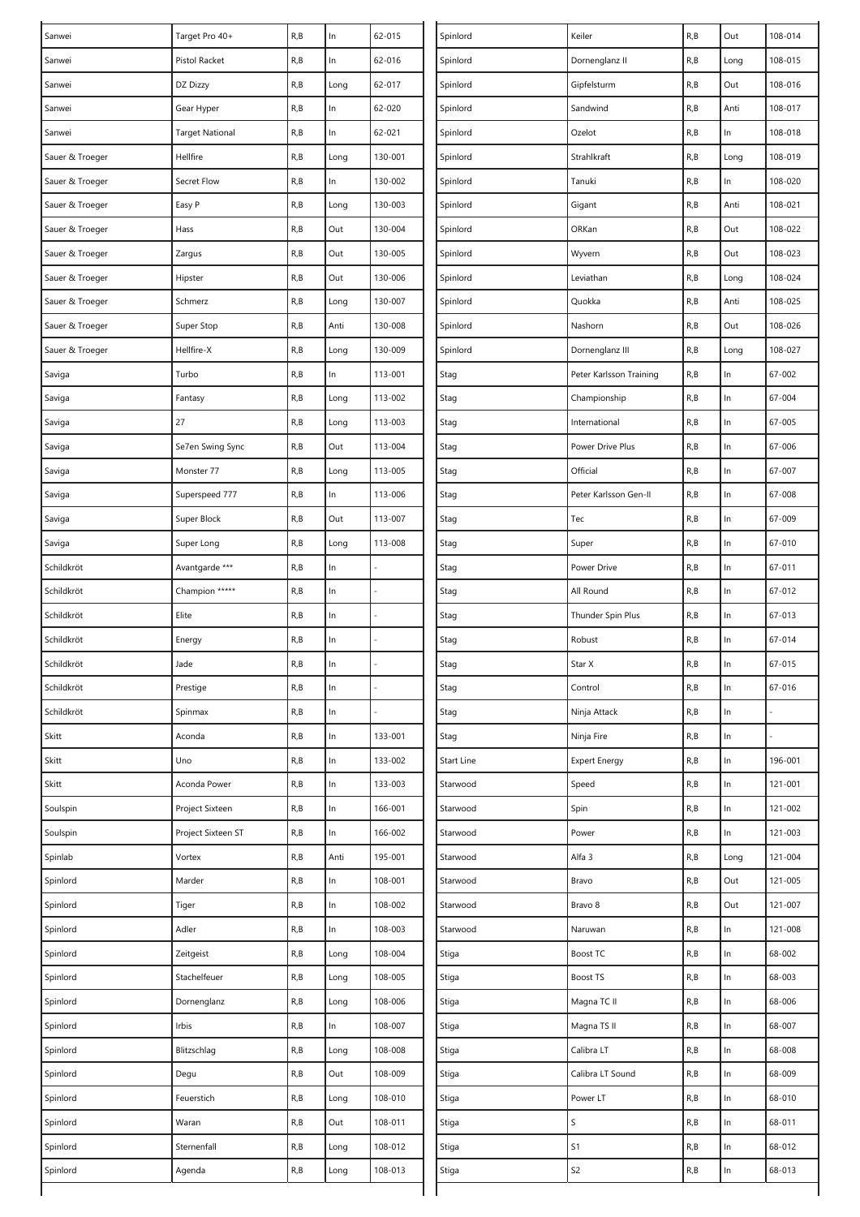| | | | | |
|---|---|---|---|---|
| Sanwei | Target Pro 40+ | R,B | In | 62-015 |
| Sanwei | Pistol Racket | R,B | In | 62-016 |
| Sanwei | DZ Dizzy | R,B | Long | 62-017 |
| Sanwei | Gear Hyper | R,B | In | 62-020 |
| Sanwei | Target National | R,B | In | 62-021 |
| Sauer & Troeger | Hellfire | R,B | Long | 130-001 |
| Sauer & Troeger | Secret Flow | R,B | In | 130-002 |
| Sauer & Troeger | Easy P | R,B | Long | 130-003 |
| Sauer & Troeger | Hass | R,B | Out | 130-004 |
| Sauer & Troeger | Zargus | R,B | Out | 130-005 |
| Sauer & Troeger | Hipster | R,B | Out | 130-006 |
| Sauer & Troeger | Schmerz | R,B | Long | 130-007 |
| Sauer & Troeger | Super Stop | R,B | Anti | 130-008 |
| Sauer & Troeger | Hellfire-X | R,B | Long | 130-009 |
| Saviga | Turbo | R,B | In | 113-001 |
| Saviga | Fantasy | R,B | Long | 113-002 |
| Saviga | 27 | R,B | Long | 113-003 |
| Saviga | Se7en Swing Sync | R,B | Out | 113-004 |
| Saviga | Monster 77 | R,B | Long | 113-005 |
| Saviga | Superspeed 777 | R,B | In | 113-006 |
| Saviga | Super Block | R,B | Out | 113-007 |
| Saviga | Super Long | R,B | Long | 113-008 |
| Schildkröt | Avantgarde *** | R,B | In | - |
| Schildkröt | Champion ***** | R,B | In | - |
| Schildkröt | Elite | R,B | In | - |
| Schildkröt | Energy | R,B | In | - |
| Schildkröt | Jade | R,B | In | - |
| Schildkröt | Prestige | R,B | In | - |
| Schildkröt | Spinmax | R,B | In | - |
| Skitt | Aconda | R,B | In | 133-001 |
| Skitt | Uno | R,B | In | 133-002 |
| Skitt | Aconda Power | R,B | In | 133-003 |
| Soulspin | Project Sixteen | R,B | In | 166-001 |
| Soulspin | Project Sixteen ST | R,B | In | 166-002 |
| Spinlab | Vortex | R,B | Anti | 195-001 |
| Spinlord | Marder | R,B | In | 108-001 |
| Spinlord | Tiger | R,B | In | 108-002 |
| Spinlord | Adler | R,B | In | 108-003 |
| Spinlord | Zeitgeist | R,B | Long | 108-004 |
| Spinlord | Stachelfeuer | R,B | Long | 108-005 |
| Spinlord | Dornenglanz | R,B | Long | 108-006 |
| Spinlord | Irbis | R,B | In | 108-007 |
| Spinlord | Blitzschlag | R,B | Long | 108-008 |
| Spinlord | Degu | R,B | Out | 108-009 |
| Spinlord | Feuerstich | R,B | Long | 108-010 |
| Spinlord | Waran | R,B | Out | 108-011 |
| Spinlord | Sternenfall | R,B | Long | 108-012 |
| Spinlord | Agenda | R,B | Long | 108-013 |
| Spinlord | Keiler | R,B | Out | 108-014 |
| Spinlord | Dornenglanz II | R,B | Long | 108-015 |
| Spinlord | Gipfelsturm | R,B | Out | 108-016 |
| Spinlord | Sandwind | R,B | Anti | 108-017 |
| Spinlord | Ozelot | R,B | In | 108-018 |
| Spinlord | Strahlkraft | R,B | Long | 108-019 |
| Spinlord | Tanuki | R,B | In | 108-020 |
| Spinlord | Gigant | R,B | Anti | 108-021 |
| Spinlord | ORKan | R,B | Out | 108-022 |
| Spinlord | Wyvern | R,B | Out | 108-023 |
| Spinlord | Leviathan | R,B | Long | 108-024 |
| Spinlord | Quokka | R,B | Anti | 108-025 |
| Spinlord | Nashorn | R,B | Out | 108-026 |
| Spinlord | Dornenglanz III | R,B | Long | 108-027 |
| Stag | Peter Karlsson Training | R,B | In | 67-002 |
| Stag | Championship | R,B | In | 67-004 |
| Stag | International | R,B | In | 67-005 |
| Stag | Power Drive Plus | R,B | In | 67-006 |
| Stag | Official | R,B | In | 67-007 |
| Stag | Peter Karlsson Gen-II | R,B | In | 67-008 |
| Stag | Tec | R,B | In | 67-009 |
| Stag | Super | R,B | In | 67-010 |
| Stag | Power Drive | R,B | In | 67-011 |
| Stag | All Round | R,B | In | 67-012 |
| Stag | Thunder Spin Plus | R,B | In | 67-013 |
| Stag | Robust | R,B | In | 67-014 |
| Stag | Star X | R,B | In | 67-015 |
| Stag | Control | R,B | In | 67-016 |
| Stag | Ninja Attack | R,B | In | - |
| Stag | Ninja Fire | R,B | In | - |
| Start Line | Expert Energy | R,B | In | 196-001 |
| Starwood | Speed | R,B | In | 121-001 |
| Starwood | Spin | R,B | In | 121-002 |
| Starwood | Power | R,B | In | 121-003 |
| Starwood | Alfa 3 | R,B | Long | 121-004 |
| Starwood | Bravo | R,B | Out | 121-005 |
| Starwood | Bravo 8 | R,B | Out | 121-007 |
| Starwood | Naruwan | R,B | In | 121-008 |
| Stiga | Boost TC | R,B | In | 68-002 |
| Stiga | Boost TS | R,B | In | 68-003 |
| Stiga | Magna TC II | R,B | In | 68-006 |
| Stiga | Magna TS II | R,B | In | 68-007 |
| Stiga | Calibra LT | R,B | In | 68-008 |
| Stiga | Calibra LT Sound | R,B | In | 68-009 |
| Stiga | Power LT | R,B | In | 68-010 |
| Stiga | S | R,B | In | 68-011 |
| Stiga | S1 | R,B | In | 68-012 |
| Stiga | S2 | R,B | In | 68-013 |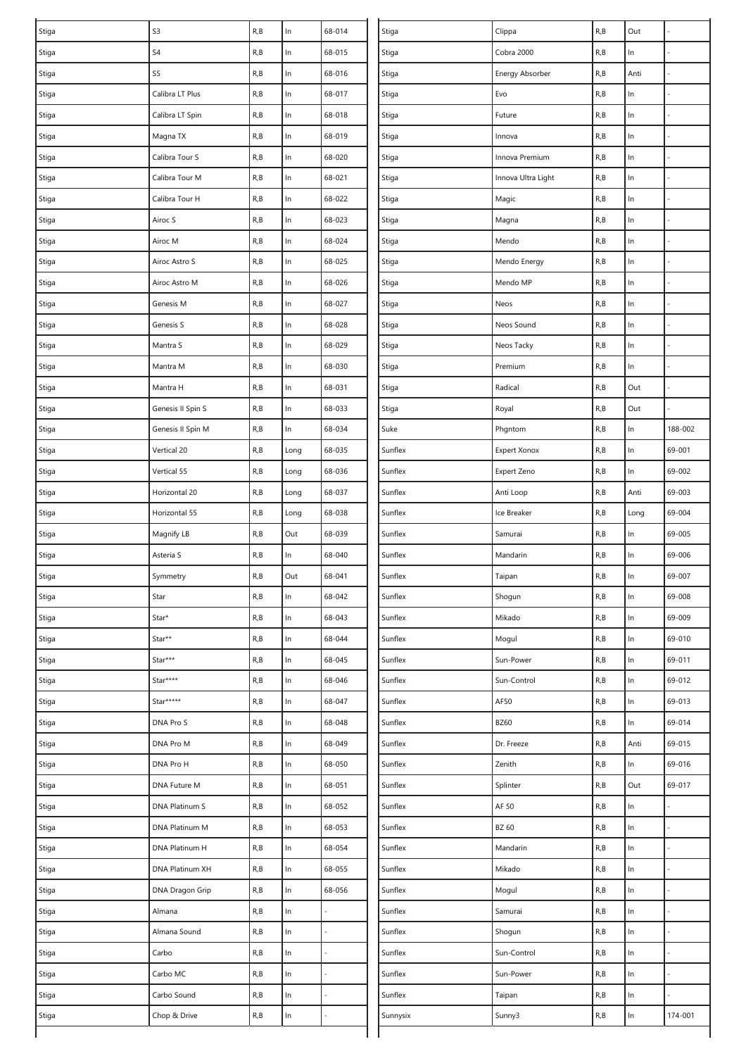| | | | | |
|---|---|---|---|---|
| Stiga | S3 | R,B | In | 68-014 |
| Stiga | S4 | R,B | In | 68-015 |
| Stiga | S5 | R,B | In | 68-016 |
| Stiga | Calibra LT Plus | R,B | In | 68-017 |
| Stiga | Calibra LT Spin | R,B | In | 68-018 |
| Stiga | Magna TX | R,B | In | 68-019 |
| Stiga | Calibra Tour S | R,B | In | 68-020 |
| Stiga | Calibra Tour M | R,B | In | 68-021 |
| Stiga | Calibra Tour H | R,B | In | 68-022 |
| Stiga | Airoc S | R,B | In | 68-023 |
| Stiga | Airoc M | R,B | In | 68-024 |
| Stiga | Airoc Astro S | R,B | In | 68-025 |
| Stiga | Airoc Astro M | R,B | In | 68-026 |
| Stiga | Genesis M | R,B | In | 68-027 |
| Stiga | Genesis S | R,B | In | 68-028 |
| Stiga | Mantra S | R,B | In | 68-029 |
| Stiga | Mantra M | R,B | In | 68-030 |
| Stiga | Mantra H | R,B | In | 68-031 |
| Stiga | Genesis II Spin S | R,B | In | 68-033 |
| Stiga | Genesis II Spin M | R,B | In | 68-034 |
| Stiga | Vertical 20 | R,B | Long | 68-035 |
| Stiga | Vertical 55 | R,B | Long | 68-036 |
| Stiga | Horizontal 20 | R,B | Long | 68-037 |
| Stiga | Horizontal 55 | R,B | Long | 68-038 |
| Stiga | Magnify LB | R,B | Out | 68-039 |
| Stiga | Asteria S | R,B | In | 68-040 |
| Stiga | Symmetry | R,B | Out | 68-041 |
| Stiga | Star | R,B | In | 68-042 |
| Stiga | Star* | R,B | In | 68-043 |
| Stiga | Star** | R,B | In | 68-044 |
| Stiga | Star*** | R,B | In | 68-045 |
| Stiga | Star**** | R,B | In | 68-046 |
| Stiga | Star***** | R,B | In | 68-047 |
| Stiga | DNA Pro S | R,B | In | 68-048 |
| Stiga | DNA Pro M | R,B | In | 68-049 |
| Stiga | DNA Pro H | R,B | In | 68-050 |
| Stiga | DNA Future M | R,B | In | 68-051 |
| Stiga | DNA Platinum S | R,B | In | 68-052 |
| Stiga | DNA Platinum M | R,B | In | 68-053 |
| Stiga | DNA Platinum H | R,B | In | 68-054 |
| Stiga | DNA Platinum XH | R,B | In | 68-055 |
| Stiga | DNA Dragon Grip | R,B | In | 68-056 |
| Stiga | Almana | R,B | In | - |
| Stiga | Almana Sound | R,B | In | - |
| Stiga | Carbo | R,B | In | - |
| Stiga | Carbo MC | R,B | In | - |
| Stiga | Carbo Sound | R,B | In | - |
| Stiga | Chop & Drive | R,B | In | - |
| Stiga | Clippa | R,B | Out | - |
| Stiga | Cobra 2000 | R,B | In | - |
| Stiga | Energy Absorber | R,B | Anti | - |
| Stiga | Evo | R,B | In | - |
| Stiga | Future | R,B | In | - |
| Stiga | Innova | R,B | In | - |
| Stiga | Innova Premium | R,B | In | - |
| Stiga | Innova Ultra Light | R,B | In | - |
| Stiga | Magic | R,B | In | - |
| Stiga | Magna | R,B | In | - |
| Stiga | Mendo | R,B | In | - |
| Stiga | Mendo Energy | R,B | In | - |
| Stiga | Mendo MP | R,B | In | - |
| Stiga | Neos | R,B | In | - |
| Stiga | Neos Sound | R,B | In | - |
| Stiga | Neos Tacky | R,B | In | - |
| Stiga | Premium | R,B | In | - |
| Stiga | Radical | R,B | Out | - |
| Stiga | Royal | R,B | Out | - |
| Suke | Phgntom | R,B | In | 188-002 |
| Sunflex | Expert Xonox | R,B | In | 69-001 |
| Sunflex | Expert Zeno | R,B | In | 69-002 |
| Sunflex | Anti Loop | R,B | Anti | 69-003 |
| Sunflex | Ice Breaker | R,B | Long | 69-004 |
| Sunflex | Samurai | R,B | In | 69-005 |
| Sunflex | Mandarin | R,B | In | 69-006 |
| Sunflex | Taipan | R,B | In | 69-007 |
| Sunflex | Shogun | R,B | In | 69-008 |
| Sunflex | Mikado | R,B | In | 69-009 |
| Sunflex | Mogul | R,B | In | 69-010 |
| Sunflex | Sun-Power | R,B | In | 69-011 |
| Sunflex | Sun-Control | R,B | In | 69-012 |
| Sunflex | AF50 | R,B | In | 69-013 |
| Sunflex | BZ60 | R,B | In | 69-014 |
| Sunflex | Dr. Freeze | R,B | Anti | 69-015 |
| Sunflex | Zenith | R,B | In | 69-016 |
| Sunflex | Splinter | R,B | Out | 69-017 |
| Sunflex | AF 50 | R,B | In | - |
| Sunflex | BZ 60 | R,B | In | - |
| Sunflex | Mandarin | R,B | In | - |
| Sunflex | Mikado | R,B | In | - |
| Sunflex | Mogul | R,B | In | - |
| Sunflex | Samurai | R,B | In | - |
| Sunflex | Shogun | R,B | In | - |
| Sunflex | Sun-Control | R,B | In | - |
| Sunflex | Sun-Power | R,B | In | - |
| Sunflex | Taipan | R,B | In | - |
| Sunnysix | Sunny3 | R,B | In | 174-001 |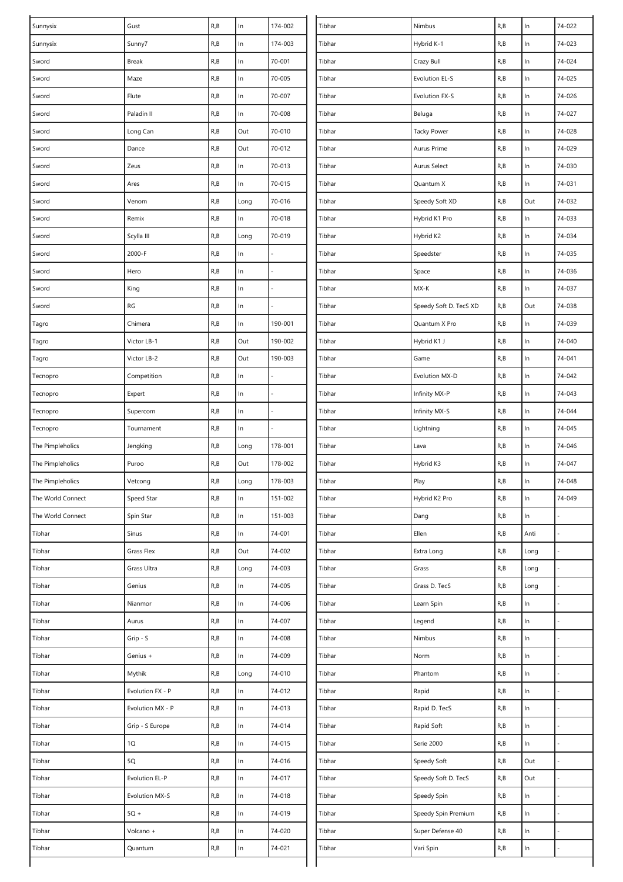| | | | | |
|---|---|---|---|---|
| Sunnysix | Gust | R,B | In | 174-002 |
| Sunnysix | Sunny7 | R,B | In | 174-003 |
| Sword | Break | R,B | In | 70-001 |
| Sword | Maze | R,B | In | 70-005 |
| Sword | Flute | R,B | In | 70-007 |
| Sword | Paladin II | R,B | In | 70-008 |
| Sword | Long Can | R,B | Out | 70-010 |
| Sword | Dance | R,B | Out | 70-012 |
| Sword | Zeus | R,B | In | 70-013 |
| Sword | Ares | R,B | In | 70-015 |
| Sword | Venom | R,B | Long | 70-016 |
| Sword | Remix | R,B | In | 70-018 |
| Sword | Scylla III | R,B | Long | 70-019 |
| Sword | 2000-F | R,B | In | - |
| Sword | Hero | R,B | In | - |
| Sword | King | R,B | In | - |
| Sword | RG | R,B | In | - |
| Tagro | Chimera | R,B | In | 190-001 |
| Tagro | Victor LB-1 | R,B | Out | 190-002 |
| Tagro | Victor LB-2 | R,B | Out | 190-003 |
| Tecnopro | Competition | R,B | In | - |
| Tecnopro | Expert | R,B | In | - |
| Tecnopro | Supercom | R,B | In | - |
| Tecnopro | Tournament | R,B | In | - |
| The Pimpleholics | Jengking | R,B | Long | 178-001 |
| The Pimpleholics | Puroo | R,B | Out | 178-002 |
| The Pimpleholics | Vetcong | R,B | Long | 178-003 |
| The World Connect | Speed Star | R,B | In | 151-002 |
| The World Connect | Spin Star | R,B | In | 151-003 |
| Tibhar | Sinus | R,B | In | 74-001 |
| Tibhar | Grass Flex | R,B | Out | 74-002 |
| Tibhar | Grass Ultra | R,B | Long | 74-003 |
| Tibhar | Genius | R,B | In | 74-005 |
| Tibhar | Nianmor | R,B | In | 74-006 |
| Tibhar | Aurus | R,B | In | 74-007 |
| Tibhar | Grip - S | R,B | In | 74-008 |
| Tibhar | Genius + | R,B | In | 74-009 |
| Tibhar | Mythik | R,B | Long | 74-010 |
| Tibhar | Evolution FX - P | R,B | In | 74-012 |
| Tibhar | Evolution MX - P | R,B | In | 74-013 |
| Tibhar | Grip - S Europe | R,B | In | 74-014 |
| Tibhar | 1Q | R,B | In | 74-015 |
| Tibhar | 5Q | R,B | In | 74-016 |
| Tibhar | Evolution EL-P | R,B | In | 74-017 |
| Tibhar | Evolution MX-S | R,B | In | 74-018 |
| Tibhar | 5Q + | R,B | In | 74-019 |
| Tibhar | Volcano + | R,B | In | 74-020 |
| Tibhar | Quantum | R,B | In | 74-021 |
| Tibhar | Nimbus | R,B | In | 74-022 |
| Tibhar | Hybrid K-1 | R,B | In | 74-023 |
| Tibhar | Crazy Bull | R,B | In | 74-024 |
| Tibhar | Evolution EL-S | R,B | In | 74-025 |
| Tibhar | Evolution FX-S | R,B | In | 74-026 |
| Tibhar | Beluga | R,B | In | 74-027 |
| Tibhar | Tacky Power | R,B | In | 74-028 |
| Tibhar | Aurus Prime | R,B | In | 74-029 |
| Tibhar | Aurus Select | R,B | In | 74-030 |
| Tibhar | Quantum X | R,B | In | 74-031 |
| Tibhar | Speedy Soft XD | R,B | Out | 74-032 |
| Tibhar | Hybrid K1 Pro | R,B | In | 74-033 |
| Tibhar | Hybrid K2 | R,B | In | 74-034 |
| Tibhar | Speedster | R,B | In | 74-035 |
| Tibhar | Space | R,B | In | 74-036 |
| Tibhar | MX-K | R,B | In | 74-037 |
| Tibhar | Speedy Soft D. TecS XD | R,B | Out | 74-038 |
| Tibhar | Quantum X Pro | R,B | In | 74-039 |
| Tibhar | Hybrid K1 J | R,B | In | 74-040 |
| Tibhar | Game | R,B | In | 74-041 |
| Tibhar | Evolution MX-D | R,B | In | 74-042 |
| Tibhar | Infinity MX-P | R,B | In | 74-043 |
| Tibhar | Infinity MX-S | R,B | In | 74-044 |
| Tibhar | Lightning | R,B | In | 74-045 |
| Tibhar | Lava | R,B | In | 74-046 |
| Tibhar | Hybrid K3 | R,B | In | 74-047 |
| Tibhar | Play | R,B | In | 74-048 |
| Tibhar | Hybrid K2 Pro | R,B | In | 74-049 |
| Tibhar | Dang | R,B | In | - |
| Tibhar | Ellen | R,B | Anti | - |
| Tibhar | Extra Long | R,B | Long | - |
| Tibhar | Grass | R,B | Long | - |
| Tibhar | Grass D. TecS | R,B | Long | - |
| Tibhar | Learn Spin | R,B | In | - |
| Tibhar | Legend | R,B | In | - |
| Tibhar | Nimbus | R,B | In | - |
| Tibhar | Norm | R,B | In | - |
| Tibhar | Phantom | R,B | In | - |
| Tibhar | Rapid | R,B | In | - |
| Tibhar | Rapid D. TecS | R,B | In | - |
| Tibhar | Rapid Soft | R,B | In | - |
| Tibhar | Serie 2000 | R,B | In | - |
| Tibhar | Speedy Soft | R,B | Out | - |
| Tibhar | Speedy Soft D. TecS | R,B | Out | - |
| Tibhar | Speedy Spin | R,B | In | - |
| Tibhar | Speedy Spin Premium | R,B | In | - |
| Tibhar | Super Defense 40 | R,B | In | - |
| Tibhar | Vari Spin | R,B | In | - |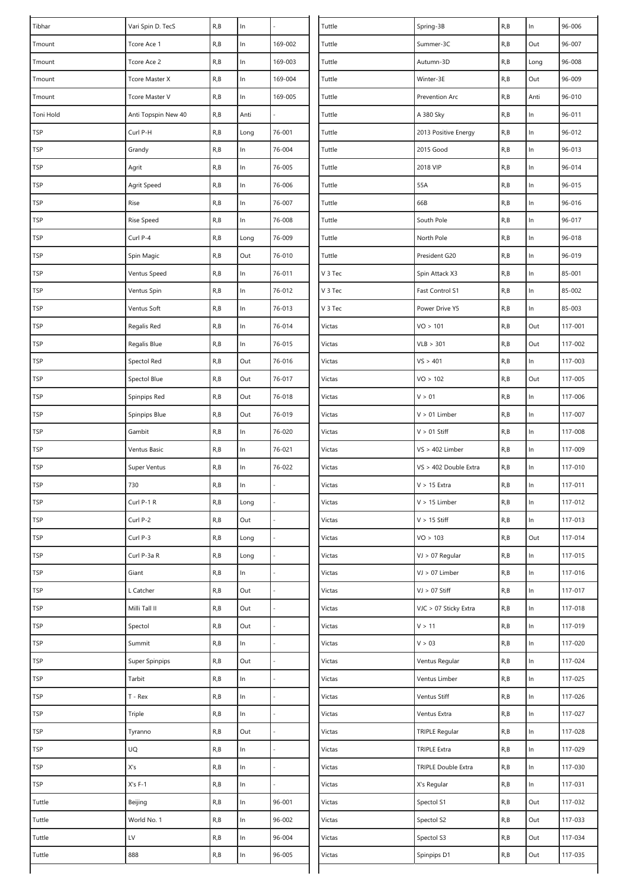| | | | | |
|---|---|---|---|---|
| Tibhar | Vari Spin D. TecS | R,B | In | - |
| Tmount | Tcore Ace 1 | R,B | In | 169-002 |
| Tmount | Tcore Ace 2 | R,B | In | 169-003 |
| Tmount | Tcore Master X | R,B | In | 169-004 |
| Tmount | Tcore Master V | R,B | In | 169-005 |
| Toni Hold | Anti Topspin New 40 | R,B | Anti | - |
| TSP | Curl P-H | R,B | Long | 76-001 |
| TSP | Grandy | R,B | In | 76-004 |
| TSP | Agrit | R,B | In | 76-005 |
| TSP | Agrit Speed | R,B | In | 76-006 |
| TSP | Rise | R,B | In | 76-007 |
| TSP | Rise Speed | R,B | In | 76-008 |
| TSP | Curl P-4 | R,B | Long | 76-009 |
| TSP | Spin Magic | R,B | Out | 76-010 |
| TSP | Ventus Speed | R,B | In | 76-011 |
| TSP | Ventus Spin | R,B | In | 76-012 |
| TSP | Ventus Soft | R,B | In | 76-013 |
| TSP | Regalis Red | R,B | In | 76-014 |
| TSP | Regalis Blue | R,B | In | 76-015 |
| TSP | Spectol Red | R,B | Out | 76-016 |
| TSP | Spectol Blue | R,B | Out | 76-017 |
| TSP | Spinpips Red | R,B | Out | 76-018 |
| TSP | Spinpips Blue | R,B | Out | 76-019 |
| TSP | Gambit | R,B | In | 76-020 |
| TSP | Ventus Basic | R,B | In | 76-021 |
| TSP | Super Ventus | R,B | In | 76-022 |
| TSP | 730 | R,B | In | - |
| TSP | Curl P-1 R | R,B | Long | - |
| TSP | Curl P-2 | R,B | Out | - |
| TSP | Curl P-3 | R,B | Long | - |
| TSP | Curl P-3a R | R,B | Long | - |
| TSP | Giant | R,B | In | - |
| TSP | L Catcher | R,B | Out | - |
| TSP | Milli Tall II | R,B | Out | - |
| TSP | Spectol | R,B | Out | - |
| TSP | Summit | R,B | In | - |
| TSP | Super Spinpips | R,B | Out | - |
| TSP | Tarbit | R,B | In | - |
| TSP | T - Rex | R,B | In | - |
| TSP | Triple | R,B | In | - |
| TSP | Tyranno | R,B | Out | - |
| TSP | UQ | R,B | In | - |
| TSP | X's | R,B | In | - |
| TSP | X's F-1 | R,B | In | - |
| Tuttle | Beijing | R,B | In | 96-001 |
| Tuttle | World No. 1 | R,B | In | 96-002 |
| Tuttle | LV | R,B | In | 96-004 |
| Tuttle | 888 | R,B | In | 96-005 |
| Tuttle | Spring-3B | R,B | In | 96-006 |
| Tuttle | Summer-3C | R,B | Out | 96-007 |
| Tuttle | Autumn-3D | R,B | Long | 96-008 |
| Tuttle | Winter-3E | R,B | Out | 96-009 |
| Tuttle | Prevention Arc | R,B | Anti | 96-010 |
| Tuttle | A 380 Sky | R,B | In | 96-011 |
| Tuttle | 2013 Positive Energy | R,B | In | 96-012 |
| Tuttle | 2015 Good | R,B | In | 96-013 |
| Tuttle | 2018 VIP | R,B | In | 96-014 |
| Tuttle | 55A | R,B | In | 96-015 |
| Tuttle | 66B | R,B | In | 96-016 |
| Tuttle | South Pole | R,B | In | 96-017 |
| Tuttle | North Pole | R,B | In | 96-018 |
| Tuttle | President G20 | R,B | In | 96-019 |
| V 3 Tec | Spin Attack X3 | R,B | In | 85-001 |
| V 3 Tec | Fast Control S1 | R,B | In | 85-002 |
| V 3 Tec | Power Drive Y5 | R,B | In | 85-003 |
| Victas | VO > 101 | R,B | Out | 117-001 |
| Victas | VLB > 301 | R,B | Out | 117-002 |
| Victas | VS > 401 | R,B | In | 117-003 |
| Victas | VO > 102 | R,B | Out | 117-005 |
| Victas | V > 01 | R,B | In | 117-006 |
| Victas | V > 01 Limber | R,B | In | 117-007 |
| Victas | V > 01 Stiff | R,B | In | 117-008 |
| Victas | VS > 402 Limber | R,B | In | 117-009 |
| Victas | VS > 402 Double Extra | R,B | In | 117-010 |
| Victas | V > 15 Extra | R,B | In | 117-011 |
| Victas | V > 15 Limber | R,B | In | 117-012 |
| Victas | V > 15 Stiff | R,B | In | 117-013 |
| Victas | VO > 103 | R,B | Out | 117-014 |
| Victas | VJ > 07 Regular | R,B | In | 117-015 |
| Victas | VJ > 07 Limber | R,B | In | 117-016 |
| Victas | VJ > 07 Stiff | R,B | In | 117-017 |
| Victas | VJC > 07 Sticky Extra | R,B | In | 117-018 |
| Victas | V > 11 | R,B | In | 117-019 |
| Victas | V > 03 | R,B | In | 117-020 |
| Victas | Ventus Regular | R,B | In | 117-024 |
| Victas | Ventus Limber | R,B | In | 117-025 |
| Victas | Ventus Stiff | R,B | In | 117-026 |
| Victas | Ventus Extra | R,B | In | 117-027 |
| Victas | TRIPLE Regular | R,B | In | 117-028 |
| Victas | TRIPLE Extra | R,B | In | 117-029 |
| Victas | TRIPLE Double Extra | R,B | In | 117-030 |
| Victas | X's Regular | R,B | In | 117-031 |
| Victas | Spectol S1 | R,B | Out | 117-032 |
| Victas | Spectol S2 | R,B | Out | 117-033 |
| Victas | Spectol S3 | R,B | Out | 117-034 |
| Victas | Spinpips D1 | R,B | Out | 117-035 |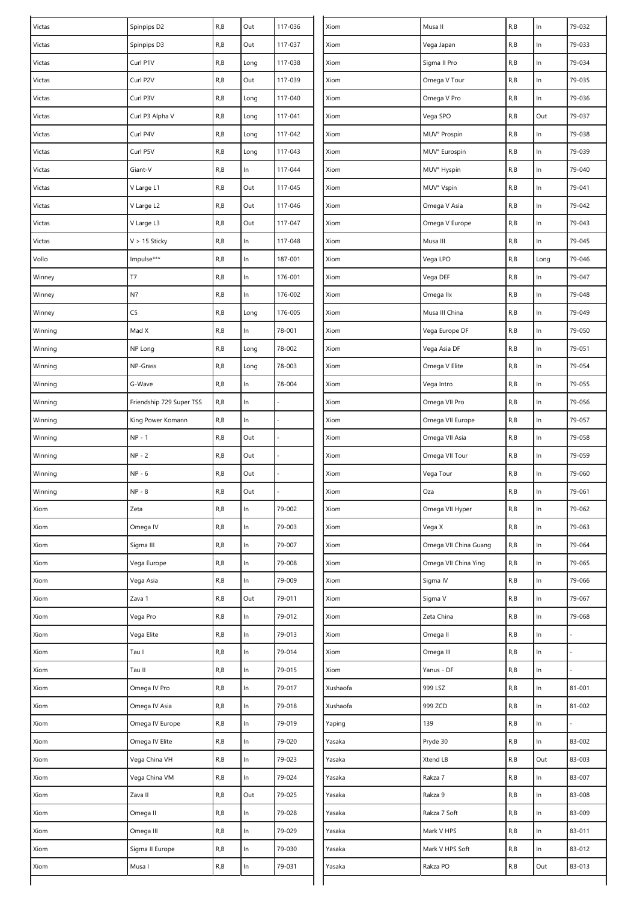| | | | | |
|---|---|---|---|---|
| Victas | Spinpips D2 | R,B | Out | 117-036 |
| Victas | Spinpips D3 | R,B | Out | 117-037 |
| Victas | Curl P1V | R,B | Long | 117-038 |
| Victas | Curl P2V | R,B | Out | 117-039 |
| Victas | Curl P3V | R,B | Long | 117-040 |
| Victas | Curl P3 Alpha V | R,B | Long | 117-041 |
| Victas | Curl P4V | R,B | Long | 117-042 |
| Victas | Curl P5V | R,B | Long | 117-043 |
| Victas | Giant-V | R,B | In | 117-044 |
| Victas | V Large L1 | R,B | Out | 117-045 |
| Victas | V Large L2 | R,B | Out | 117-046 |
| Victas | V Large L3 | R,B | Out | 117-047 |
| Victas | V > 15 Sticky | R,B | In | 117-048 |
| Vollo | Impulse*** | R,B | In | 187-001 |
| Winney | T7 | R,B | In | 176-001 |
| Winney | N7 | R,B | In | 176-002 |
| Winney | C5 | R,B | Long | 176-005 |
| Winning | Mad X | R,B | In | 78-001 |
| Winning | NP Long | R,B | Long | 78-002 |
| Winning | NP-Grass | R,B | Long | 78-003 |
| Winning | G-Wave | R,B | In | 78-004 |
| Winning | Friendship 729 Super TSS | R,B | In | - |
| Winning | King Power Komann | R,B | In | - |
| Winning | NP - 1 | R,B | Out | - |
| Winning | NP - 2 | R,B | Out | - |
| Winning | NP - 6 | R,B | Out | - |
| Winning | NP - 8 | R,B | Out | - |
| Xiom | Zeta | R,B | In | 79-002 |
| Xiom | Omega IV | R,B | In | 79-003 |
| Xiom | Sigma III | R,B | In | 79-007 |
| Xiom | Vega Europe | R,B | In | 79-008 |
| Xiom | Vega Asia | R,B | In | 79-009 |
| Xiom | Zava 1 | R,B | Out | 79-011 |
| Xiom | Vega Pro | R,B | In | 79-012 |
| Xiom | Vega Elite | R,B | In | 79-013 |
| Xiom | Tau I | R,B | In | 79-014 |
| Xiom | Tau II | R,B | In | 79-015 |
| Xiom | Omega IV Pro | R,B | In | 79-017 |
| Xiom | Omega IV Asia | R,B | In | 79-018 |
| Xiom | Omega IV Europe | R,B | In | 79-019 |
| Xiom | Omega IV Elite | R,B | In | 79-020 |
| Xiom | Vega China VH | R,B | In | 79-023 |
| Xiom | Vega China VM | R,B | In | 79-024 |
| Xiom | Zava II | R,B | Out | 79-025 |
| Xiom | Omega II | R,B | In | 79-028 |
| Xiom | Omega III | R,B | In | 79-029 |
| Xiom | Sigma II Europe | R,B | In | 79-030 |
| Xiom | Musa I | R,B | In | 79-031 |
| Xiom | Musa II | R,B | In | 79-032 |
| Xiom | Vega Japan | R,B | In | 79-033 |
| Xiom | Sigma II Pro | R,B | In | 79-034 |
| Xiom | Omega V Tour | R,B | In | 79-035 |
| Xiom | Omega V Pro | R,B | In | 79-036 |
| Xiom | Vega SPO | R,B | Out | 79-037 |
| Xiom | MUV° Prospin | R,B | In | 79-038 |
| Xiom | MUV° Eurospin | R,B | In | 79-039 |
| Xiom | MUV° Hyspin | R,B | In | 79-040 |
| Xiom | MUV° Vspin | R,B | In | 79-041 |
| Xiom | Omega V Asia | R,B | In | 79-042 |
| Xiom | Omega V Europe | R,B | In | 79-043 |
| Xiom | Musa III | R,B | In | 79-045 |
| Xiom | Vega LPO | R,B | Long | 79-046 |
| Xiom | Vega DEF | R,B | In | 79-047 |
| Xiom | Omega IIx | R,B | In | 79-048 |
| Xiom | Musa III China | R,B | In | 79-049 |
| Xiom | Vega Europe DF | R,B | In | 79-050 |
| Xiom | Vega Asia DF | R,B | In | 79-051 |
| Xiom | Omega V Elite | R,B | In | 79-054 |
| Xiom | Vega Intro | R,B | In | 79-055 |
| Xiom | Omega VII Pro | R,B | In | 79-056 |
| Xiom | Omega VII Europe | R,B | In | 79-057 |
| Xiom | Omega VII Asia | R,B | In | 79-058 |
| Xiom | Omega VII Tour | R,B | In | 79-059 |
| Xiom | Vega Tour | R,B | In | 79-060 |
| Xiom | Oza | R,B | In | 79-061 |
| Xiom | Omega VII Hyper | R,B | In | 79-062 |
| Xiom | Vega X | R,B | In | 79-063 |
| Xiom | Omega VII China Guang | R,B | In | 79-064 |
| Xiom | Omega VII China Ying | R,B | In | 79-065 |
| Xiom | Sigma IV | R,B | In | 79-066 |
| Xiom | Sigma V | R,B | In | 79-067 |
| Xiom | Zeta China | R,B | In | 79-068 |
| Xiom | Omega II | R,B | In | - |
| Xiom | Omega III | R,B | In | - |
| Xiom | Yanus - DF | R,B | In | - |
| Xushaofa | 999 LSZ | R,B | In | 81-001 |
| Xushaofa | 999 ZCD | R,B | In | 81-002 |
| Yaping | 139 | R,B | In | - |
| Yasaka | Pryde 30 | R,B | In | 83-002 |
| Yasaka | Xtend LB | R,B | Out | 83-003 |
| Yasaka | Rakza 7 | R,B | In | 83-007 |
| Yasaka | Rakza 9 | R,B | In | 83-008 |
| Yasaka | Rakza 7 Soft | R,B | In | 83-009 |
| Yasaka | Mark V HPS | R,B | In | 83-011 |
| Yasaka | Mark V HPS Soft | R,B | In | 83-012 |
| Yasaka | Rakza PO | R,B | Out | 83-013 |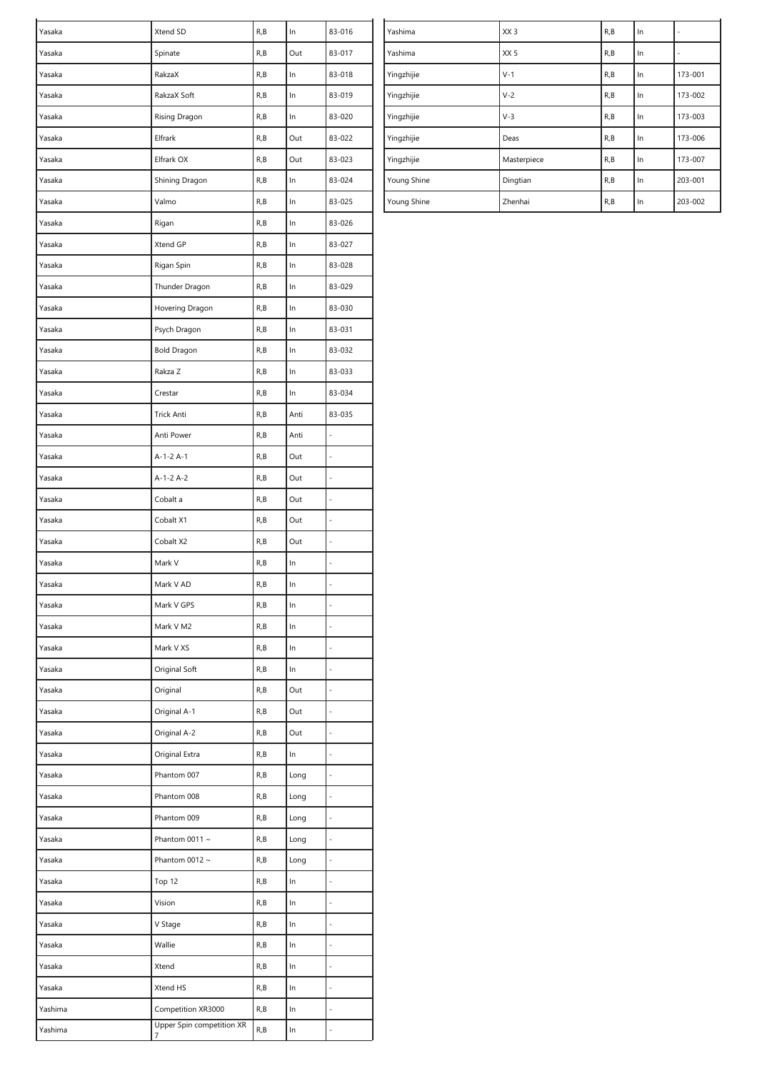| | | | | |
|---|---|---|---|---|
| Yasaka | Xtend SD | R,B | In | 83-016 |
| Yasaka | Spinate | R,B | Out | 83-017 |
| Yasaka | RakzaX | R,B | In | 83-018 |
| Yasaka | RakzaX Soft | R,B | In | 83-019 |
| Yasaka | Rising Dragon | R,B | In | 83-020 |
| Yasaka | Elfrark | R,B | Out | 83-022 |
| Yasaka | Elfrark OX | R,B | Out | 83-023 |
| Yasaka | Shining Dragon | R,B | In | 83-024 |
| Yasaka | Valmo | R,B | In | 83-025 |
| Yasaka | Rigan | R,B | In | 83-026 |
| Yasaka | Xtend GP | R,B | In | 83-027 |
| Yasaka | Rigan Spin | R,B | In | 83-028 |
| Yasaka | Thunder Dragon | R,B | In | 83-029 |
| Yasaka | Hovering Dragon | R,B | In | 83-030 |
| Yasaka | Psych Dragon | R,B | In | 83-031 |
| Yasaka | Bold Dragon | R,B | In | 83-032 |
| Yasaka | Rakza Z | R,B | In | 83-033 |
| Yasaka | Crestar | R,B | In | 83-034 |
| Yasaka | Trick Anti | R,B | Anti | 83-035 |
| Yasaka | Anti Power | R,B | Anti | - |
| Yasaka | A-1-2 A-1 | R,B | Out | - |
| Yasaka | A-1-2 A-2 | R,B | Out | - |
| Yasaka | Cobalt a | R,B | Out | - |
| Yasaka | Cobalt X1 | R,B | Out | - |
| Yasaka | Cobalt X2 | R,B | Out | - |
| Yasaka | Mark V | R,B | In | - |
| Yasaka | Mark V AD | R,B | In | - |
| Yasaka | Mark V GPS | R,B | In | - |
| Yasaka | Mark V M2 | R,B | In | - |
| Yasaka | Mark V XS | R,B | In | - |
| Yasaka | Original Soft | R,B | In | - |
| Yasaka | Original | R,B | Out | - |
| Yasaka | Original A-1 | R,B | Out | - |
| Yasaka | Original A-2 | R,B | Out | - |
| Yasaka | Original Extra | R,B | In | - |
| Yasaka | Phantom 007 | R,B | Long | - |
| Yasaka | Phantom 008 | R,B | Long | - |
| Yasaka | Phantom 009 | R,B | Long | - |
| Yasaka | Phantom 0011 ~ | R,B | Long | - |
| Yasaka | Phantom 0012 ~ | R,B | Long | - |
| Yasaka | Top 12 | R,B | In | - |
| Yasaka | Vision | R,B | In | - |
| Yasaka | V Stage | R,B | In | - |
| Yasaka | Wallie | R,B | In | - |
| Yasaka | Xtend | R,B | In | - |
| Yasaka | Xtend HS | R,B | In | - |
| Yashima | Competition XR3000 | R,B | In | - |
| Yashima | Upper Spin competition XR 7 | R,B | In | - |
| Yashima | XX 3 | R,B | In | - |
| Yashima | XX 5 | R,B | In | - |
| Yingzhijie | V-1 | R,B | In | 173-001 |
| Yingzhijie | V-2 | R,B | In | 173-002 |
| Yingzhijie | V-3 | R,B | In | 173-003 |
| Yingzhijie | Deas | R,B | In | 173-006 |
| Yingzhijie | Masterpiece | R,B | In | 173-007 |
| Young Shine | Dingtian | R,B | In | 203-001 |
| Young Shine | Zhenhai | R,B | In | 203-002 |